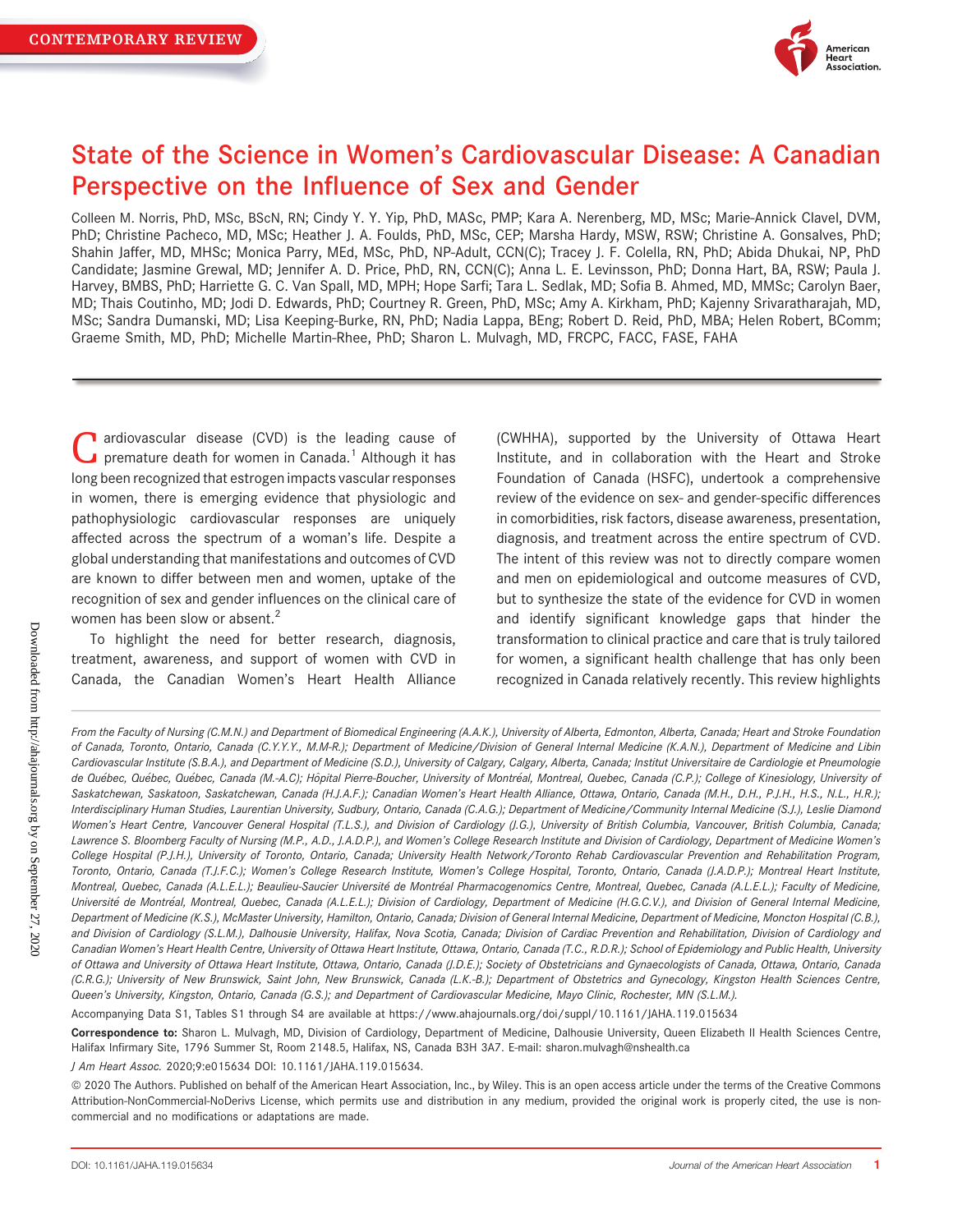CONTEMPORARY REVIEW

# State of the Science in Women's Cardiovascular Disease: A Canadian Perspective on the Influence of Sex and Gender

Colleen M. Norris, PhD, MSc, BScN, RN; Cindy Y. Y. Yip, PhD, MASc, PMP; Kara A. Nerenberg, MD, MSc; Marie-Annick Clavel, DVM, PhD; Christine Pacheco, MD, MSc; Heather J. A. Foulds, PhD, MSc, CEP; Marsha Hardy, MSW, RSW; Christine A. Gonsalves, PhD; Shahin Jaffer, MD, MHSc; Monica Parry, MEd, MSc, PhD, NP-Adult, CCN(C); Tracey J. F. Colella, RN, PhD; Abida Dhukai, NP, PhD Candidate; Jasmine Grewal, MD; Jennifer A. D. Price, PhD, RN, CCN(C); Anna L. E. Levinsson, PhD; Donna Hart, BA, RSW; Paula J. Harvey, BMBS, PhD; Harriette G. C. Van Spall, MD, MPH; Hope Sarfi; Tara L. Sedlak, MD; Sofia B. Ahmed, MD, MMSc; Carolyn Baer, MD; Thais Coutinho, MD; Jodi D. Edwards, PhD; Courtney R. Green, PhD, MSc; Amy A. Kirkham, PhD; Kajenny Srivaratharajah, MD, MSc; Sandra Dumanski, MD; Lisa Keeping-Burke, RN, PhD; Nadia Lappa, BEng; Robert D. Reid, PhD, MBA; Helen Robert, BComm; Graeme Smith, MD, PhD; Michelle Martin-Rhee, PhD; Sharon L. Mulvagh, MD, FRCPC, FACC, FASE, FAHA

Cardiovascular disease (CVD) is the leading cause of premature death for women in Canada.[1] Although it has long been recognized that estrogen impacts vascular responses in women, there is emerging evidence that physiologic and pathophysiologic cardiovascular responses are uniquely affected across the spectrum of a woman's life. Despite a global understanding that manifestations and outcomes of CVD are known to differ between men and women, uptake of the recognition of sex and gender influences on the clinical care of women has been slow or absent.[2]

To highlight the need for better research, diagnosis, treatment, awareness, and support of women with CVD in Canada, the Canadian Women's Heart Health Alliance (CWHHA), supported by the University of Ottawa Heart Institute, and in collaboration with the Heart and Stroke Foundation of Canada (HSFC), undertook a comprehensive review of the evidence on sex- and gender-specific differences in comorbidities, risk factors, disease awareness, presentation, diagnosis, and treatment across the entire spectrum of CVD. The intent of this review was not to directly compare women and men on epidemiological and outcome measures of CVD, but to synthesize the state of the evidence for CVD in women and identify significant knowledge gaps that hinder the transformation to clinical practice and care that is truly tailored for women, a significant health challenge that has only been recognized in Canada relatively recently. This review highlights

*From the Faculty of Nursing (C.M.N.) and Department of Biomedical Engineering (A.A.K.), University of Alberta, Edmonton, Alberta, Canada; Heart and Stroke Foundation of Canada, Toronto, Ontario, Canada (C.Y.Y.Y., M.M-R.); Department of Medicine/Division of General Internal Medicine (K.A.N.), Department of Medicine and Libin Cardiovascular Institute (S.B.A.), and Department of Medicine (S.D.), University of Calgary, Calgary, Alberta, Canada; Institut Universitaire de Cardiologie et Pneumologie de Québec, Québec, Québec, Canada (M.-A.C); Hôpital Pierre-Boucher, University of Montréal, Montreal, Quebec, Canada (C.P.); College of Kinesiology, University of Saskatchewan, Saskatoon, Saskatchewan, Canada (H.J.A.F.); Canadian Women's Heart Health Alliance, Ottawa, Ontario, Canada (M.H., D.H., P.J.H., H.S., N.L., H.R.); Interdisciplinary Human Studies, Laurentian University, Sudbury, Ontario, Canada (C.A.G.); Department of Medicine/Community Internal Medicine (S.J.), Leslie Diamond Women's Heart Centre, Vancouver General Hospital (T.L.S.), and Division of Cardiology (J.G.), University of British Columbia, Vancouver, British Columbia, Canada; Lawrence S. Bloomberg Faculty of Nursing (M.P., A.D., J.A.D.P.), and Women's College Research Institute and Division of Cardiology, Department of Medicine Women's College Hospital (P.J.H.), University of Toronto, Ontario, Canada; University Health Network/Toronto Rehab Cardiovascular Prevention and Rehabilitation Program, Toronto, Ontario, Canada (T.J.F.C.); Women's College Research Institute, Women's College Hospital, Toronto, Ontario, Canada (J.A.D.P.); Montreal Heart Institute, Montreal, Quebec, Canada (A.L.E.L.); Beaulieu-Saucier Université de Montréal Pharmacogenomics Centre, Montreal, Quebec, Canada (A.L.E.L.); Faculty of Medicine, Université de Montréal, Montreal, Quebec, Canada (A.L.E.L.); Division of Cardiology, Department of Medicine (H.G.C.V.), and Division of General Internal Medicine, Department of Medicine (K.S.), McMaster University, Hamilton, Ontario, Canada; Division of General Internal Medicine, Department of Medicine, Moncton Hospital (C.B.), and Division of Cardiology (S.L.M.), Dalhousie University, Halifax, Nova Scotia, Canada; Division of Cardiac Prevention and Rehabilitation, Division of Cardiology and Canadian Women's Heart Health Centre, University of Ottawa Heart Institute, Ottawa, Ontario, Canada (T.C., R.D.R.); School of Epidemiology and Public Health, University of Ottawa and University of Ottawa Heart Institute, Ottawa, Ontario, Canada (J.D.E.); Society of Obstetricians and Gynaecologists of Canada, Ottawa, Ontario, Canada (C.R.G.); University of New Brunswick, Saint John, New Brunswick, Canada (L.K.-B.); Department of Obstetrics and Gynecology, Kingston Health Sciences Centre, Queen's University, Kingston, Ontario, Canada (G.S.); and Department of Cardiovascular Medicine, Mayo Clinic, Rochester, MN (S.L.M.).*

Accompanying Data S1, Tables S1 through S4 are available at https://www.ahajournals.org/doi/suppl/10.1161/JAHA.119.015634

**Correspondence to:** Sharon L. Mulvagh, MD, Division of Cardiology, Department of Medicine, Dalhousie University, Queen Elizabeth II Health Sciences Centre, Halifax Infirmary Site, 1796 Summer St, Room 2148.5, Halifax, NS, Canada B3H 3A7. E-mail: sharon.mulvagh@nshealth.ca

*J Am Heart Assoc.* 2020;9:e015634 DOI: 10.1161/JAHA.119.015634.

© 2020 The Authors. Published on behalf of the American Heart Association, Inc., by Wiley. This is an open access article under the terms of the Creative Commons Attribution-NonCommercial-NoDerivs License, which permits use and distribution in any medium, provided the original work is properly cited, the use is non-commercial and no modifications or adaptations are made.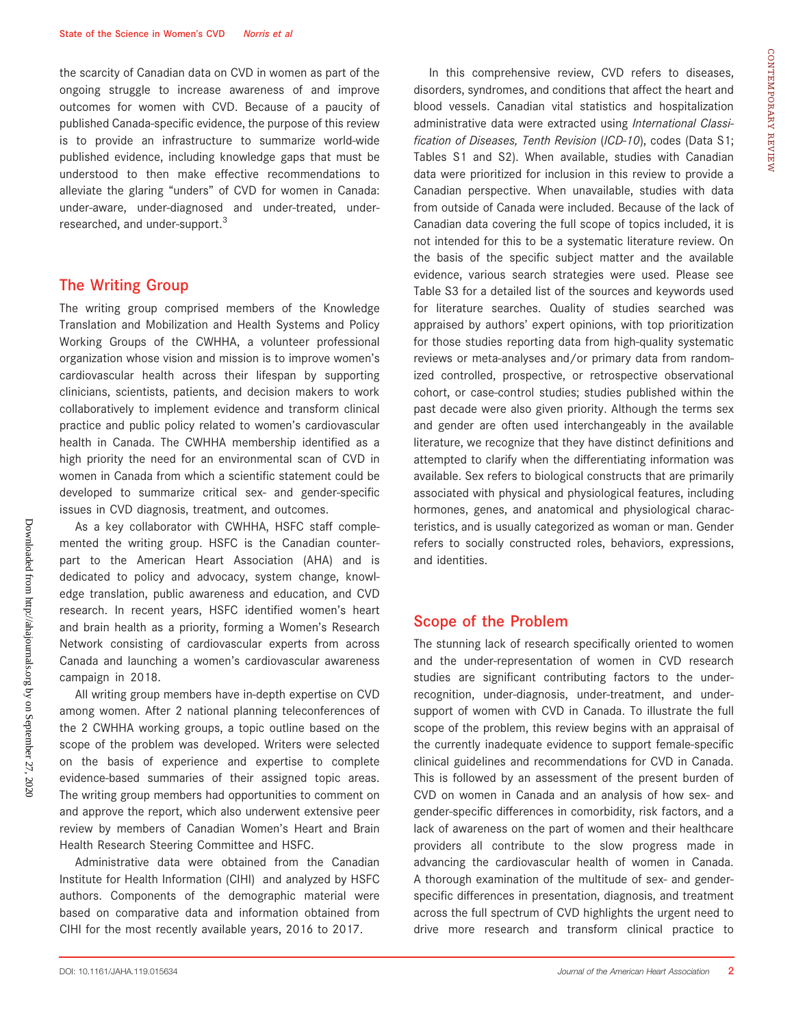the scarcity of Canadian data on CVD in women as part of the ongoing struggle to increase awareness of and improve outcomes for women with CVD. Because of a paucity of published Canada-specific evidence, the purpose of this review is to provide an infrastructure to summarize world-wide published evidence, including knowledge gaps that must be understood to then make effective recommendations to alleviate the glaring "unders" of CVD for women in Canada: under-aware, under-diagnosed and under-treated, under-researched, and under-support.[3]

## The Writing Group

The writing group comprised members of the Knowledge Translation and Mobilization and Health Systems and Policy Working Groups of the CWHHA, a volunteer professional organization whose vision and mission is to improve women's cardiovascular health across their lifespan by supporting clinicians, scientists, patients, and decision makers to work collaboratively to implement evidence and transform clinical practice and public policy related to women's cardiovascular health in Canada. The CWHHA membership identified as a high priority the need for an environmental scan of CVD in women in Canada from which a scientific statement could be developed to summarize critical sex- and gender-specific issues in CVD diagnosis, treatment, and outcomes.

As a key collaborator with CWHHA, HSFC staff complemented the writing group. HSFC is the Canadian counterpart to the American Heart Association (AHA) and is dedicated to policy and advocacy, system change, knowledge translation, public awareness and education, and CVD research. In recent years, HSFC identified women's heart and brain health as a priority, forming a Women's Research Network consisting of cardiovascular experts from across Canada and launching a women's cardiovascular awareness campaign in 2018.

All writing group members have in-depth expertise on CVD among women. After 2 national planning teleconferences of the 2 CWHHA working groups, a topic outline based on the scope of the problem was developed. Writers were selected on the basis of experience and expertise to complete evidence-based summaries of their assigned topic areas. The writing group members had opportunities to comment on and approve the report, which also underwent extensive peer review by members of Canadian Women's Heart and Brain Health Research Steering Committee and HSFC.

Administrative data were obtained from the Canadian Institute for Health Information (CIHI) and analyzed by HSFC authors. Components of the demographic material were based on comparative data and information obtained from CIHI for the most recently available years, 2016 to 2017.

In this comprehensive review, CVD refers to diseases, disorders, syndromes, and conditions that affect the heart and blood vessels. Canadian vital statistics and hospitalization administrative data were extracted using *International Classification of Diseases, Tenth Revision* (*ICD-10*), codes (Data S1; Tables S1 and S2). When available, studies with Canadian data were prioritized for inclusion in this review to provide a Canadian perspective. When unavailable, studies with data from outside of Canada were included. Because of the lack of Canadian data covering the full scope of topics included, it is not intended for this to be a systematic literature review. On the basis of the specific subject matter and the available evidence, various search strategies were used. Please see Table S3 for a detailed list of the sources and keywords used for literature searches. Quality of studies searched was appraised by authors' expert opinions, with top prioritization for those studies reporting data from high-quality systematic reviews or meta-analyses and/or primary data from randomized controlled, prospective, or retrospective observational cohort, or case-control studies; studies published within the past decade were also given priority. Although the terms sex and gender are often used interchangeably in the available literature, we recognize that they have distinct definitions and attempted to clarify when the differentiating information was available. Sex refers to biological constructs that are primarily associated with physical and physiological features, including hormones, genes, and anatomical and physiological characteristics, and is usually categorized as woman or man. Gender refers to socially constructed roles, behaviors, expressions, and identities.

## Scope of the Problem

The stunning lack of research specifically oriented to women and the under-representation of women in CVD research studies are significant contributing factors to the under-recognition, under-diagnosis, under-treatment, and under-support of women with CVD in Canada. To illustrate the full scope of the problem, this review begins with an appraisal of the currently inadequate evidence to support female-specific clinical guidelines and recommendations for CVD in Canada. This is followed by an assessment of the present burden of CVD on women in Canada and an analysis of how sex- and gender-specific differences in comorbidity, risk factors, and a lack of awareness on the part of women and their healthcare providers all contribute to the slow progress made in advancing the cardiovascular health of women in Canada. A thorough examination of the multitude of sex- and gender-specific differences in presentation, diagnosis, and treatment across the full spectrum of CVD highlights the urgent need to drive more research and transform clinical practice to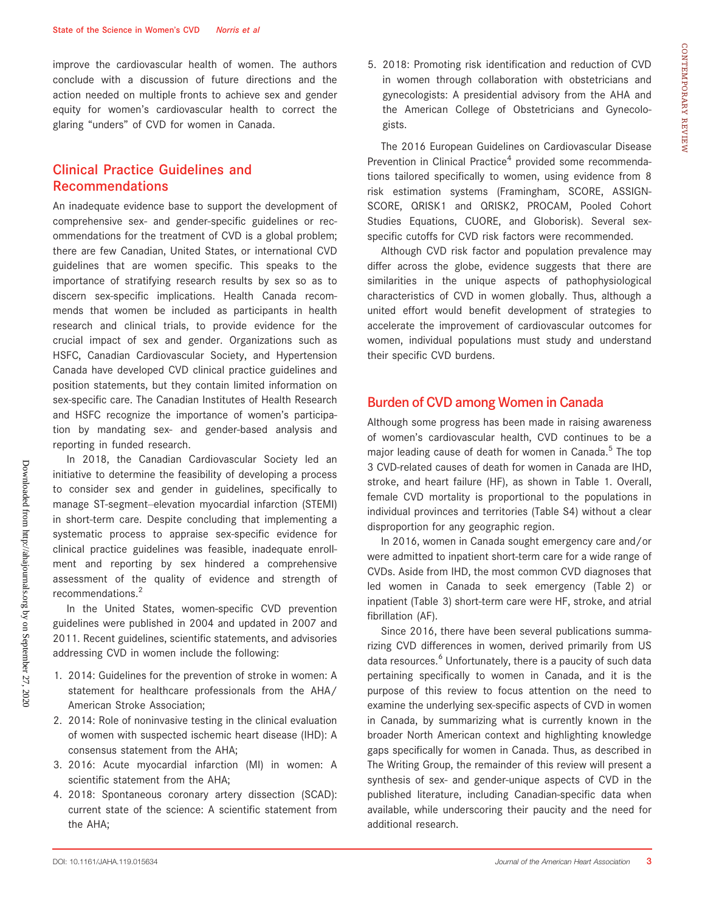improve the cardiovascular health of women. The authors conclude with a discussion of future directions and the action needed on multiple fronts to achieve sex and gender equity for women's cardiovascular health to correct the glaring "unders" of CVD for women in Canada.

## Clinical Practice Guidelines and Recommendations

An inadequate evidence base to support the development of comprehensive sex- and gender-specific guidelines or recommendations for the treatment of CVD is a global problem; there are few Canadian, United States, or international CVD guidelines that are women specific. This speaks to the importance of stratifying research results by sex so as to discern sex-specific implications. Health Canada recommends that women be included as participants in health research and clinical trials, to provide evidence for the crucial impact of sex and gender. Organizations such as HSFC, Canadian Cardiovascular Society, and Hypertension Canada have developed CVD clinical practice guidelines and position statements, but they contain limited information on sex-specific care. The Canadian Institutes of Health Research and HSFC recognize the importance of women's participation by mandating sex- and gender-based analysis and reporting in funded research.

In 2018, the Canadian Cardiovascular Society led an initiative to determine the feasibility of developing a process to consider sex and gender in guidelines, specifically to manage ST-segment–elevation myocardial infarction (STEMI) in short-term care. Despite concluding that implementing a systematic process to appraise sex-specific evidence for clinical practice guidelines was feasible, inadequate enrollment and reporting by sex hindered a comprehensive assessment of the quality of evidence and strength of recommendations.[2]

In the United States, women-specific CVD prevention guidelines were published in 2004 and updated in 2007 and 2011. Recent guidelines, scientific statements, and advisories addressing CVD in women include the following:

1. 2014: Guidelines for the prevention of stroke in women: A statement for healthcare professionals from the AHA/American Stroke Association;
2. 2014: Role of noninvasive testing in the clinical evaluation of women with suspected ischemic heart disease (IHD): A consensus statement from the AHA;
3. 2016: Acute myocardial infarction (MI) in women: A scientific statement from the AHA;
4. 2018: Spontaneous coronary artery dissection (SCAD): current state of the science: A scientific statement from the AHA;
5. 2018: Promoting risk identification and reduction of CVD in women through collaboration with obstetricians and gynecologists: A presidential advisory from the AHA and the American College of Obstetricians and Gynecologists.

The 2016 European Guidelines on Cardiovascular Disease Prevention in Clinical Practice[4] provided some recommendations tailored specifically to women, using evidence from 8 risk estimation systems (Framingham, SCORE, ASSIGN-SCORE, QRISK1 and QRISK2, PROCAM, Pooled Cohort Studies Equations, CUORE, and Globorisk). Several sex-specific cutoffs for CVD risk factors were recommended.

Although CVD risk factor and population prevalence may differ across the globe, evidence suggests that there are similarities in the unique aspects of pathophysiological characteristics of CVD in women globally. Thus, although a united effort would benefit development of strategies to accelerate the improvement of cardiovascular outcomes for women, individual populations must study and understand their specific CVD burdens.

## Burden of CVD among Women in Canada

Although some progress has been made in raising awareness of women's cardiovascular health, CVD continues to be a major leading cause of death for women in Canada.[5] The top 3 CVD-related causes of death for women in Canada are IHD, stroke, and heart failure (HF), as shown in Table 1. Overall, female CVD mortality is proportional to the populations in individual provinces and territories (Table S4) without a clear disproportion for any geographic region.

In 2016, women in Canada sought emergency care and/or were admitted to inpatient short-term care for a wide range of CVDs. Aside from IHD, the most common CVD diagnoses that led women in Canada to seek emergency (Table 2) or inpatient (Table 3) short-term care were HF, stroke, and atrial fibrillation (AF).

Since 2016, there have been several publications summarizing CVD differences in women, derived primarily from US data resources.[6] Unfortunately, there is a paucity of such data pertaining specifically to women in Canada, and it is the purpose of this review to focus attention on the need to examine the underlying sex-specific aspects of CVD in women in Canada, by summarizing what is currently known in the broader North American context and highlighting knowledge gaps specifically for women in Canada. Thus, as described in The Writing Group, the remainder of this review will present a synthesis of sex- and gender-unique aspects of CVD in the published literature, including Canadian-specific data when available, while underscoring their paucity and the need for additional research.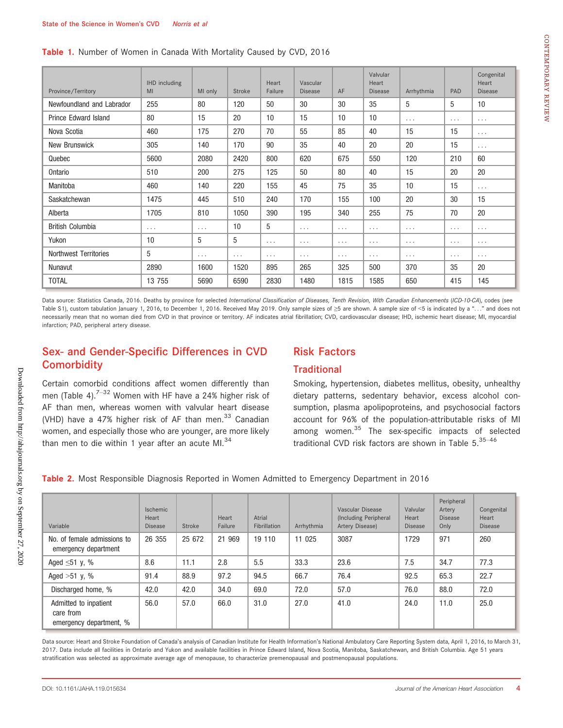**Table 1.** Number of Women in Canada With Mortality Caused by CVD, 2016

| Province/Territory | IHD including MI | MI only | Stroke | Heart Failure | Vascular Disease | AF | Valvular Heart Disease | Arrhythmia | PAD | Congenital Heart Disease |
|---|---|---|---|---|---|---|---|---|---|---|
| Newfoundland and Labrador | 255 | 80 | 120 | 50 | 30 | 30 | 35 | 5 | 5 | 10 |
| Prince Edward Island | 80 | 15 | 20 | 10 | 15 | 10 | 10 | ... | ... | ... |
| Nova Scotia | 460 | 175 | 270 | 70 | 55 | 85 | 40 | 15 | 15 | ... |
| New Brunswick | 305 | 140 | 170 | 90 | 35 | 40 | 20 | 20 | 15 | ... |
| Quebec | 5600 | 2080 | 2420 | 800 | 620 | 675 | 550 | 120 | 210 | 60 |
| Ontario | 510 | 200 | 275 | 125 | 50 | 80 | 40 | 15 | 20 | 20 |
| Manitoba | 460 | 140 | 220 | 155 | 45 | 75 | 35 | 10 | 15 | ... |
| Saskatchewan | 1475 | 445 | 510 | 240 | 170 | 155 | 100 | 20 | 30 | 15 |
| Alberta | 1705 | 810 | 1050 | 390 | 195 | 340 | 255 | 75 | 70 | 20 |
| British Columbia | ... | ... | 10 | 5 | ... | ... | ... | ... | ... | ... |
| Yukon | 10 | 5 | 5 | ... | ... | ... | ... | ... | ... | ... |
| Northwest Territories | 5 | ... | ... | ... | ... | ... | ... | ... | ... | ... |
| Nunavut | 2890 | 1600 | 1520 | 895 | 265 | 325 | 500 | 370 | 35 | 20 |
| TOTAL | 13 755 | 5690 | 6590 | 2830 | 1480 | 1815 | 1585 | 650 | 415 | 145 |

Data source: Statistics Canada, 2016. Deaths by province for selected *International Classification of Diseases, Tenth Revision, With Canadian Enhancements* (*ICD-10-CA*), codes (see Table S1), custom tabulation January 1, 2016, to December 1, 2016. Received May 2019. Only sample sizes of ≥5 are shown. A sample size of <5 is indicated by a "..." and does not necessarily mean that no woman died from CVD in that province or territory. AF indicates atrial fibrillation; CVD, cardiovascular disease; IHD, ischemic heart disease; MI, myocardial infarction; PAD, peripheral artery disease.

## Sex- and Gender-Specific Differences in CVD Comorbidity

Certain comorbid conditions affect women differently than men (Table 4).[7–32] Women with HF have a 24% higher risk of AF than men, whereas women with valvular heart disease (VHD) have a 47% higher risk of AF than men.[33] Canadian women, and especially those who are younger, are more likely than men to die within 1 year after an acute MI.[34]

## Risk Factors

### Traditional

Smoking, hypertension, diabetes mellitus, obesity, unhealthy dietary patterns, sedentary behavior, excess alcohol consumption, plasma apolipoproteins, and psychosocial factors account for 96% of the population-attributable risks of MI among women.[35] The sex-specific impacts of selected traditional CVD risk factors are shown in Table 5.[35–46]

**Table 2.** Most Responsible Diagnosis Reported in Women Admitted to Emergency Department in 2016

| Variable | Ischemic Heart Disease | Stroke | Heart Failure | Atrial Fibrillation | Arrhythmia | Vascular Disease (Including Peripheral Artery Disease) | Valvular Heart Disease | Peripheral Artery Disease Only | Congenital Heart Disease |
|---|---|---|---|---|---|---|---|---|---|
| No. of female admissions to emergency department | 26 355 | 25 672 | 21 969 | 19 110 | 11 025 | 3087 | 1729 | 971 | 260 |
| Aged ≤51 y, % | 8.6 | 11.1 | 2.8 | 5.5 | 33.3 | 23.6 | 7.5 | 34.7 | 77.3 |
| Aged >51 y, % | 91.4 | 88.9 | 97.2 | 94.5 | 66.7 | 76.4 | 92.5 | 65.3 | 22.7 |
| Discharged home, % | 42.0 | 42.0 | 34.0 | 69.0 | 72.0 | 57.0 | 76.0 | 88.0 | 72.0 |
| Admitted to inpatient care from emergency department, % | 56.0 | 57.0 | 66.0 | 31.0 | 27.0 | 41.0 | 24.0 | 11.0 | 25.0 |

Data source: Heart and Stroke Foundation of Canada's analysis of Canadian Institute for Health Information's National Ambulatory Care Reporting System data, April 1, 2016, to March 31, 2017. Data include all facilities in Ontario and Yukon and available facilities in Prince Edward Island, Nova Scotia, Manitoba, Saskatchewan, and British Columbia. Age 51 years stratification was selected as approximate average age of menopause, to characterize premenopausal and postmenopausal populations.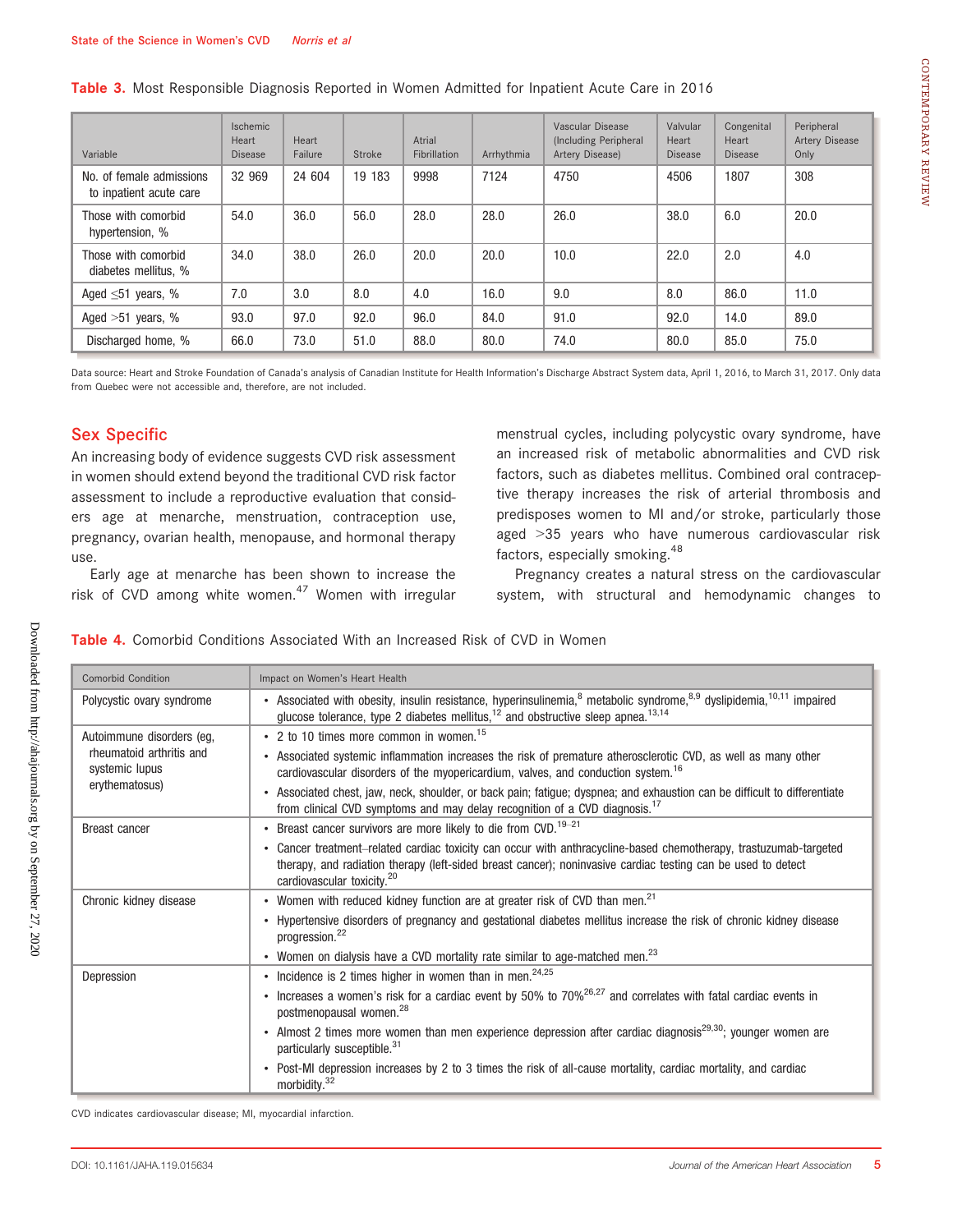**Table 3.** Most Responsible Diagnosis Reported in Women Admitted for Inpatient Acute Care in 2016

| Variable | Ischemic Heart Disease | Heart Failure | Stroke | Atrial Fibrillation | Arrhythmia | Vascular Disease (Including Peripheral Artery Disease) | Valvular Heart Disease | Congenital Heart Disease | Peripheral Artery Disease Only |
|---|---|---|---|---|---|---|---|---|---|
| No. of female admissions to inpatient acute care | 32 969 | 24 604 | 19 183 | 9998 | 7124 | 4750 | 4506 | 1807 | 308 |
| Those with comorbid hypertension, % | 54.0 | 36.0 | 56.0 | 28.0 | 28.0 | 26.0 | 38.0 | 6.0 | 20.0 |
| Those with comorbid diabetes mellitus, % | 34.0 | 38.0 | 26.0 | 20.0 | 20.0 | 10.0 | 22.0 | 2.0 | 4.0 |
| Aged ≤51 years, % | 7.0 | 3.0 | 8.0 | 4.0 | 16.0 | 9.0 | 8.0 | 86.0 | 11.0 |
| Aged >51 years, % | 93.0 | 97.0 | 92.0 | 96.0 | 84.0 | 91.0 | 92.0 | 14.0 | 89.0 |
| Discharged home, % | 66.0 | 73.0 | 51.0 | 88.0 | 80.0 | 74.0 | 80.0 | 85.0 | 75.0 |

Data source: Heart and Stroke Foundation of Canada's analysis of Canadian Institute for Health Information's Discharge Abstract System data, April 1, 2016, to March 31, 2017. Only data from Quebec were not accessible and, therefore, are not included.

## Sex Specific

An increasing body of evidence suggests CVD risk assessment in women should extend beyond the traditional CVD risk factor assessment to include a reproductive evaluation that considers age at menarche, menstruation, contraception use, pregnancy, ovarian health, menopause, and hormonal therapy use.

Early age at menarche has been shown to increase the risk of CVD among white women.[47] Women with irregular menstrual cycles, including polycystic ovary syndrome, have an increased risk of metabolic abnormalities and CVD risk factors, such as diabetes mellitus. Combined oral contraceptive therapy increases the risk of arterial thrombosis and predisposes women to MI and/or stroke, particularly those aged >35 years who have numerous cardiovascular risk factors, especially smoking.[48]

Pregnancy creates a natural stress on the cardiovascular system, with structural and hemodynamic changes to

**Table 4.** Comorbid Conditions Associated With an Increased Risk of CVD in Women

| Comorbid Condition | Impact on Women's Heart Health |
|---|---|
| Polycystic ovary syndrome | • Associated with obesity, insulin resistance, hyperinsulinemia,[8] metabolic syndrome,[8,9] dyslipidemia,[10,11] impaired glucose tolerance, type 2 diabetes mellitus,[12] and obstructive sleep apnea.[13,14] |
| Autoimmune disorders (eg, rheumatoid arthritis and systemic lupus erythematosus) | • 2 to 10 times more common in women.[15]<br>• Associated systemic inflammation increases the risk of premature atherosclerotic CVD, as well as many other cardiovascular disorders of the myopericardium, valves, and conduction system.[16]<br>• Associated chest, jaw, neck, shoulder, or back pain; fatigue; dyspnea; and exhaustion can be difficult to differentiate from clinical CVD symptoms and may delay recognition of a CVD diagnosis.[17] |
| Breast cancer | • Breast cancer survivors are more likely to die from CVD.[19–21]<br>• Cancer treatment–related cardiac toxicity can occur with anthracycline-based chemotherapy, trastuzumab-targeted therapy, and radiation therapy (left-sided breast cancer); noninvasive cardiac testing can be used to detect cardiovascular toxicity.[20] |
| Chronic kidney disease | • Women with reduced kidney function are at greater risk of CVD than men.[21]<br>• Hypertensive disorders of pregnancy and gestational diabetes mellitus increase the risk of chronic kidney disease progression.[22]<br>• Women on dialysis have a CVD mortality rate similar to age-matched men.[23] |
| Depression | • Incidence is 2 times higher in women than in men.[24,25]<br>• Increases a women's risk for a cardiac event by 50% to 70%[26,27] and correlates with fatal cardiac events in postmenopausal women.[28]<br>• Almost 2 times more women than men experience depression after cardiac diagnosis[29,30]; younger women are particularly susceptible.[31]<br>• Post-MI depression increases by 2 to 3 times the risk of all-cause mortality, cardiac mortality, and cardiac morbidity.[32] |

CVD indicates cardiovascular disease; MI, myocardial infarction.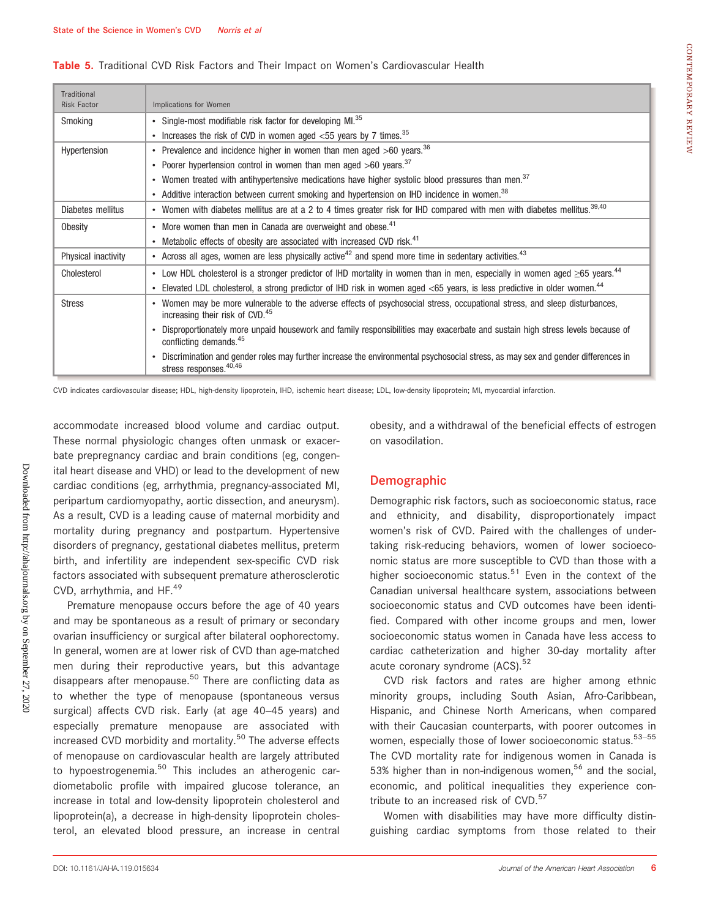**Table 5.** Traditional CVD Risk Factors and Their Impact on Women's Cardiovascular Health

| Traditional Risk Factor | Implications for Women |
|---|---|
| Smoking | • Single-most modifiable risk factor for developing MI.[35] |
| | • Increases the risk of CVD in women aged <55 years by 7 times.[35] |
| Hypertension | • Prevalence and incidence higher in women than men aged >60 years.[36] |
| | • Poorer hypertension control in women than men aged >60 years.[37] |
| | • Women treated with antihypertensive medications have higher systolic blood pressures than men.[37] |
| | • Additive interaction between current smoking and hypertension on IHD incidence in women.[38] |
| Diabetes mellitus | • Women with diabetes mellitus are at a 2 to 4 times greater risk for IHD compared with men with diabetes mellitus.[39,40] |
| Obesity | • More women than men in Canada are overweight and obese.[41] |
| | • Metabolic effects of obesity are associated with increased CVD risk.[41] |
| Physical inactivity | • Across all ages, women are less physically active[42] and spend more time in sedentary activities.[43] |
| Cholesterol | • Low HDL cholesterol is a stronger predictor of IHD mortality in women than in men, especially in women aged ≥65 years.[44] |
| | • Elevated LDL cholesterol, a strong predictor of IHD risk in women aged <65 years, is less predictive in older women.[44] |
| Stress | • Women may be more vulnerable to the adverse effects of psychosocial stress, occupational stress, and sleep disturbances, increasing their risk of CVD.[45] |
| | • Disproportionately more unpaid housework and family responsibilities may exacerbate and sustain high stress levels because of conflicting demands.[45] |
| | • Discrimination and gender roles may further increase the environmental psychosocial stress, as may sex and gender differences in stress responses.[40,46] |

CVD indicates cardiovascular disease; HDL, high-density lipoprotein, IHD, ischemic heart disease; LDL, low-density lipoprotein; MI, myocardial infarction.

accommodate increased blood volume and cardiac output. These normal physiologic changes often unmask or exacerbate prepregnancy cardiac and brain conditions (eg, congenital heart disease and VHD) or lead to the development of new cardiac conditions (eg, arrhythmia, pregnancy-associated MI, peripartum cardiomyopathy, aortic dissection, and aneurysm). As a result, CVD is a leading cause of maternal morbidity and mortality during pregnancy and postpartum. Hypertensive disorders of pregnancy, gestational diabetes mellitus, preterm birth, and infertility are independent sex-specific CVD risk factors associated with subsequent premature atherosclerotic CVD, arrhythmia, and HF.[49]

Premature menopause occurs before the age of 40 years and may be spontaneous as a result of primary or secondary ovarian insufficiency or surgical after bilateral oophorectomy. In general, women are at lower risk of CVD than age-matched men during their reproductive years, but this advantage disappears after menopause.[50] There are conflicting data as to whether the type of menopause (spontaneous versus surgical) affects CVD risk. Early (at age 40–45 years) and especially premature menopause are associated with increased CVD morbidity and mortality.[50] The adverse effects of menopause on cardiovascular health are largely attributed to hypoestrogenemia.[50] This includes an atherogenic cardiometabolic profile with impaired glucose tolerance, an increase in total and low-density lipoprotein cholesterol and lipoprotein(a), a decrease in high-density lipoprotein cholesterol, an elevated blood pressure, an increase in central obesity, and a withdrawal of the beneficial effects of estrogen on vasodilation.

## Demographic

Demographic risk factors, such as socioeconomic status, race and ethnicity, and disability, disproportionately impact women's risk of CVD. Paired with the challenges of undertaking risk-reducing behaviors, women of lower socioeconomic status are more susceptible to CVD than those with a higher socioeconomic status.[51] Even in the context of the Canadian universal healthcare system, associations between socioeconomic status and CVD outcomes have been identified. Compared with other income groups and men, lower socioeconomic status women in Canada have less access to cardiac catheterization and higher 30-day mortality after acute coronary syndrome (ACS).[52]

CVD risk factors and rates are higher among ethnic minority groups, including South Asian, Afro-Caribbean, Hispanic, and Chinese North Americans, when compared with their Caucasian counterparts, with poorer outcomes in women, especially those of lower socioeconomic status.[53–55] The CVD mortality rate for indigenous women in Canada is 53% higher than in non-indigenous women,[56] and the social, economic, and political inequalities they experience contribute to an increased risk of CVD.[57]

Women with disabilities may have more difficulty distinguishing cardiac symptoms from those related to their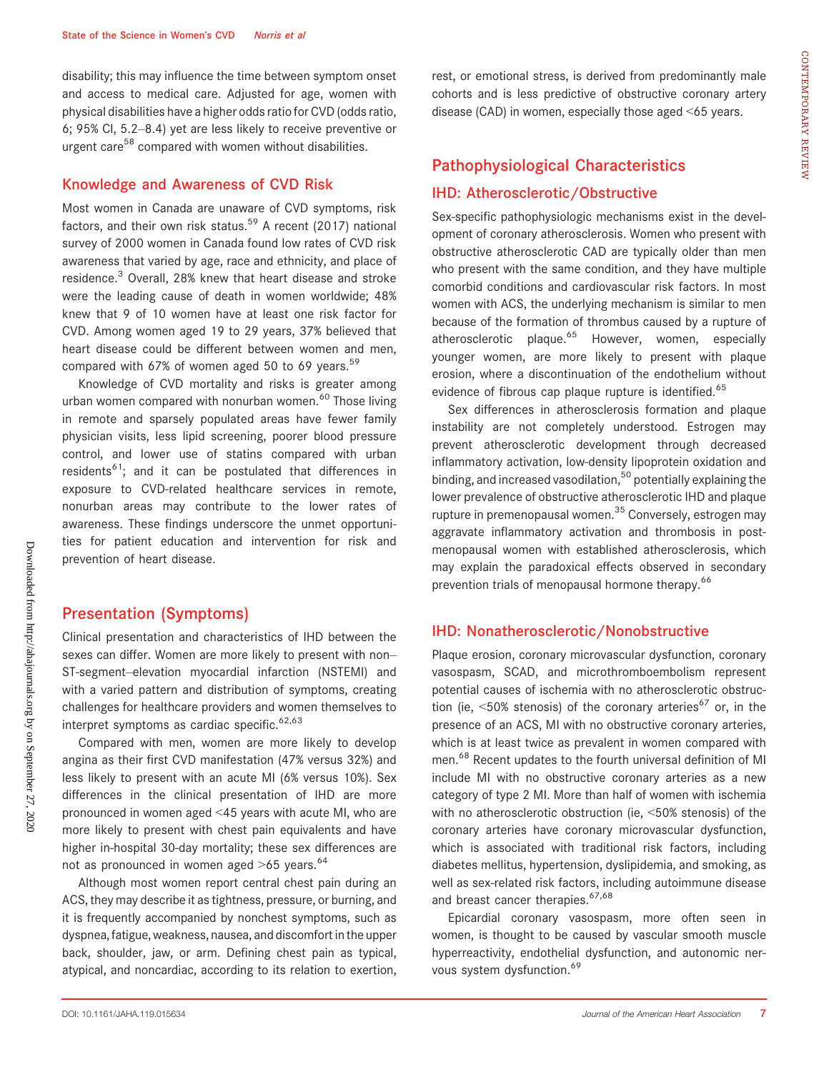disability; this may influence the time between symptom onset and access to medical care. Adjusted for age, women with physical disabilities have a higher odds ratio for CVD (odds ratio, 6; 95% CI, 5.2–8.4) yet are less likely to receive preventive or urgent care[58] compared with women without disabilities.

## Knowledge and Awareness of CVD Risk

Most women in Canada are unaware of CVD symptoms, risk factors, and their own risk status.[59] A recent (2017) national survey of 2000 women in Canada found low rates of CVD risk awareness that varied by age, race and ethnicity, and place of residence.[3] Overall, 28% knew that heart disease and stroke were the leading cause of death in women worldwide; 48% knew that 9 of 10 women have at least one risk factor for CVD. Among women aged 19 to 29 years, 37% believed that heart disease could be different between women and men, compared with 67% of women aged 50 to 69 years.[59]

Knowledge of CVD mortality and risks is greater among urban women compared with nonurban women.[60] Those living in remote and sparsely populated areas have fewer family physician visits, less lipid screening, poorer blood pressure control, and lower use of statins compared with urban residents[61]; and it can be postulated that differences in exposure to CVD-related healthcare services in remote, nonurban areas may contribute to the lower rates of awareness. These findings underscore the unmet opportunities for patient education and intervention for risk and prevention of heart disease.

## Presentation (Symptoms)

Clinical presentation and characteristics of IHD between the sexes can differ. Women are more likely to present with non–ST-segment–elevation myocardial infarction (NSTEMI) and with a varied pattern and distribution of symptoms, creating challenges for healthcare providers and women themselves to interpret symptoms as cardiac specific.[62,63]

Compared with men, women are more likely to develop angina as their first CVD manifestation (47% versus 32%) and less likely to present with an acute MI (6% versus 10%). Sex differences in the clinical presentation of IHD are more pronounced in women aged <45 years with acute MI, who are more likely to present with chest pain equivalents and have higher in-hospital 30-day mortality; these sex differences are not as pronounced in women aged >65 years.[64]

Although most women report central chest pain during an ACS, they may describe it as tightness, pressure, or burning, and it is frequently accompanied by nonchest symptoms, such as dyspnea, fatigue, weakness, nausea, and discomfort in the upper back, shoulder, jaw, or arm. Defining chest pain as typical, atypical, and noncardiac, according to its relation to exertion, rest, or emotional stress, is derived from predominantly male cohorts and is less predictive of obstructive coronary artery disease (CAD) in women, especially those aged <65 years.

## Pathophysiological Characteristics

### IHD: Atherosclerotic/Obstructive

Sex-specific pathophysiologic mechanisms exist in the development of coronary atherosclerosis. Women who present with obstructive atherosclerotic CAD are typically older than men who present with the same condition, and they have multiple comorbid conditions and cardiovascular risk factors. In most women with ACS, the underlying mechanism is similar to men because of the formation of thrombus caused by a rupture of atherosclerotic plaque.[65] However, women, especially younger women, are more likely to present with plaque erosion, where a discontinuation of the endothelium without evidence of fibrous cap plaque rupture is identified.[65]

Sex differences in atherosclerosis formation and plaque instability are not completely understood. Estrogen may prevent atherosclerotic development through decreased inflammatory activation, low-density lipoprotein oxidation and binding, and increased vasodilation,[50] potentially explaining the lower prevalence of obstructive atherosclerotic IHD and plaque rupture in premenopausal women.[35] Conversely, estrogen may aggravate inflammatory activation and thrombosis in postmenopausal women with established atherosclerosis, which may explain the paradoxical effects observed in secondary prevention trials of menopausal hormone therapy.[66]

### IHD: Nonatherosclerotic/Nonobstructive

Plaque erosion, coronary microvascular dysfunction, coronary vasospasm, SCAD, and microthromboembolism represent potential causes of ischemia with no atherosclerotic obstruction (ie, <50% stenosis) of the coronary arteries[67] or, in the presence of an ACS, MI with no obstructive coronary arteries, which is at least twice as prevalent in women compared with men.[68] Recent updates to the fourth universal definition of MI include MI with no obstructive coronary arteries as a new category of type 2 MI. More than half of women with ischemia with no atherosclerotic obstruction (ie, <50% stenosis) of the coronary arteries have coronary microvascular dysfunction, which is associated with traditional risk factors, including diabetes mellitus, hypertension, dyslipidemia, and smoking, as well as sex-related risk factors, including autoimmune disease and breast cancer therapies.[67,68]

Epicardial coronary vasospasm, more often seen in women, is thought to be caused by vascular smooth muscle hyperreactivity, endothelial dysfunction, and autonomic nervous system dysfunction.[69]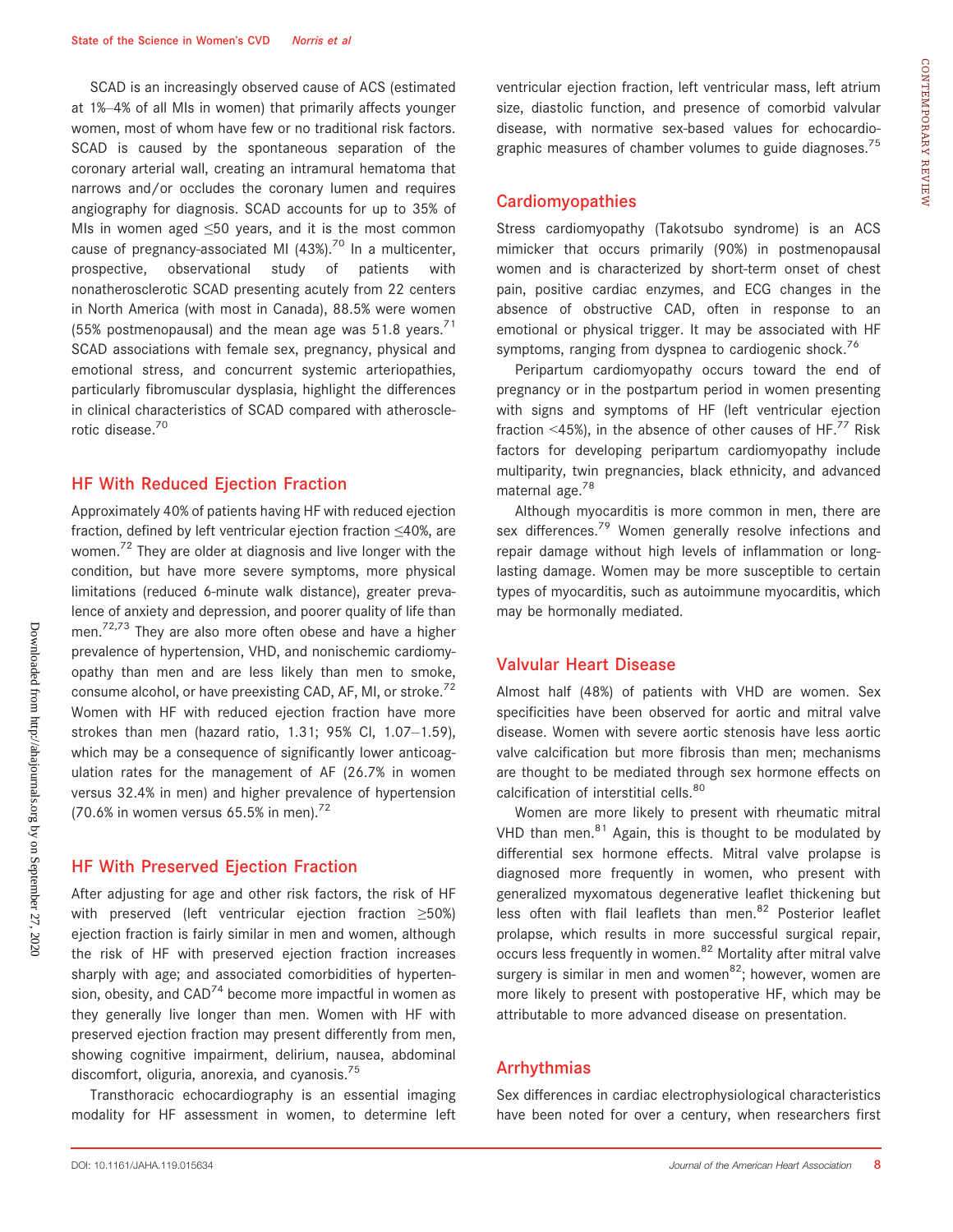SCAD is an increasingly observed cause of ACS (estimated at 1%–4% of all MIs in women) that primarily affects younger women, most of whom have few or no traditional risk factors. SCAD is caused by the spontaneous separation of the coronary arterial wall, creating an intramural hematoma that narrows and/or occludes the coronary lumen and requires angiography for diagnosis. SCAD accounts for up to 35% of MIs in women aged ≤50 years, and it is the most common cause of pregnancy-associated MI (43%).[70] In a multicenter, prospective, observational study of patients with nonatherosclerotic SCAD presenting acutely from 22 centers in North America (with most in Canada), 88.5% were women (55% postmenopausal) and the mean age was 51.8 years.[71] SCAD associations with female sex, pregnancy, physical and emotional stress, and concurrent systemic arteriopathies, particularly fibromuscular dysplasia, highlight the differences in clinical characteristics of SCAD compared with atherosclerotic disease.[70]

## HF With Reduced Ejection Fraction

Approximately 40% of patients having HF with reduced ejection fraction, defined by left ventricular ejection fraction ≤40%, are women.[72] They are older at diagnosis and live longer with the condition, but have more severe symptoms, more physical limitations (reduced 6-minute walk distance), greater prevalence of anxiety and depression, and poorer quality of life than men.[72,73] They are also more often obese and have a higher prevalence of hypertension, VHD, and nonischemic cardiomyopathy than men and are less likely than men to smoke, consume alcohol, or have preexisting CAD, AF, MI, or stroke.[72] Women with HF with reduced ejection fraction have more strokes than men (hazard ratio, 1.31; 95% CI, 1.07–1.59), which may be a consequence of significantly lower anticoagulation rates for the management of AF (26.7% in women versus 32.4% in men) and higher prevalence of hypertension (70.6% in women versus 65.5% in men).[72]

## HF With Preserved Ejection Fraction

After adjusting for age and other risk factors, the risk of HF with preserved (left ventricular ejection fraction ≥50%) ejection fraction is fairly similar in men and women, although the risk of HF with preserved ejection fraction increases sharply with age; and associated comorbidities of hypertension, obesity, and CAD[74] become more impactful in women as they generally live longer than men. Women with HF with preserved ejection fraction may present differently from men, showing cognitive impairment, delirium, nausea, abdominal discomfort, oliguria, anorexia, and cyanosis.[75]

Transthoracic echocardiography is an essential imaging modality for HF assessment in women, to determine left ventricular ejection fraction, left ventricular mass, left atrium size, diastolic function, and presence of comorbid valvular disease, with normative sex-based values for echocardiographic measures of chamber volumes to guide diagnoses.[75]

## Cardiomyopathies

Stress cardiomyopathy (Takotsubo syndrome) is an ACS mimicker that occurs primarily (90%) in postmenopausal women and is characterized by short-term onset of chest pain, positive cardiac enzymes, and ECG changes in the absence of obstructive CAD, often in response to an emotional or physical trigger. It may be associated with HF symptoms, ranging from dyspnea to cardiogenic shock.[76]

Peripartum cardiomyopathy occurs toward the end of pregnancy or in the postpartum period in women presenting with signs and symptoms of HF (left ventricular ejection fraction <45%), in the absence of other causes of HF.[77] Risk factors for developing peripartum cardiomyopathy include multiparity, twin pregnancies, black ethnicity, and advanced maternal age.[78]

Although myocarditis is more common in men, there are sex differences.[79] Women generally resolve infections and repair damage without high levels of inflammation or long-lasting damage. Women may be more susceptible to certain types of myocarditis, such as autoimmune myocarditis, which may be hormonally mediated.

## Valvular Heart Disease

Almost half (48%) of patients with VHD are women. Sex specificities have been observed for aortic and mitral valve disease. Women with severe aortic stenosis have less aortic valve calcification but more fibrosis than men; mechanisms are thought to be mediated through sex hormone effects on calcification of interstitial cells.[80]

Women are more likely to present with rheumatic mitral VHD than men.[81] Again, this is thought to be modulated by differential sex hormone effects. Mitral valve prolapse is diagnosed more frequently in women, who present with generalized myxomatous degenerative leaflet thickening but less often with flail leaflets than men.[82] Posterior leaflet prolapse, which results in more successful surgical repair, occurs less frequently in women.[82] Mortality after mitral valve surgery is similar in men and women[82]; however, women are more likely to present with postoperative HF, which may be attributable to more advanced disease on presentation.

## Arrhythmias

Sex differences in cardiac electrophysiological characteristics have been noted for over a century, when researchers first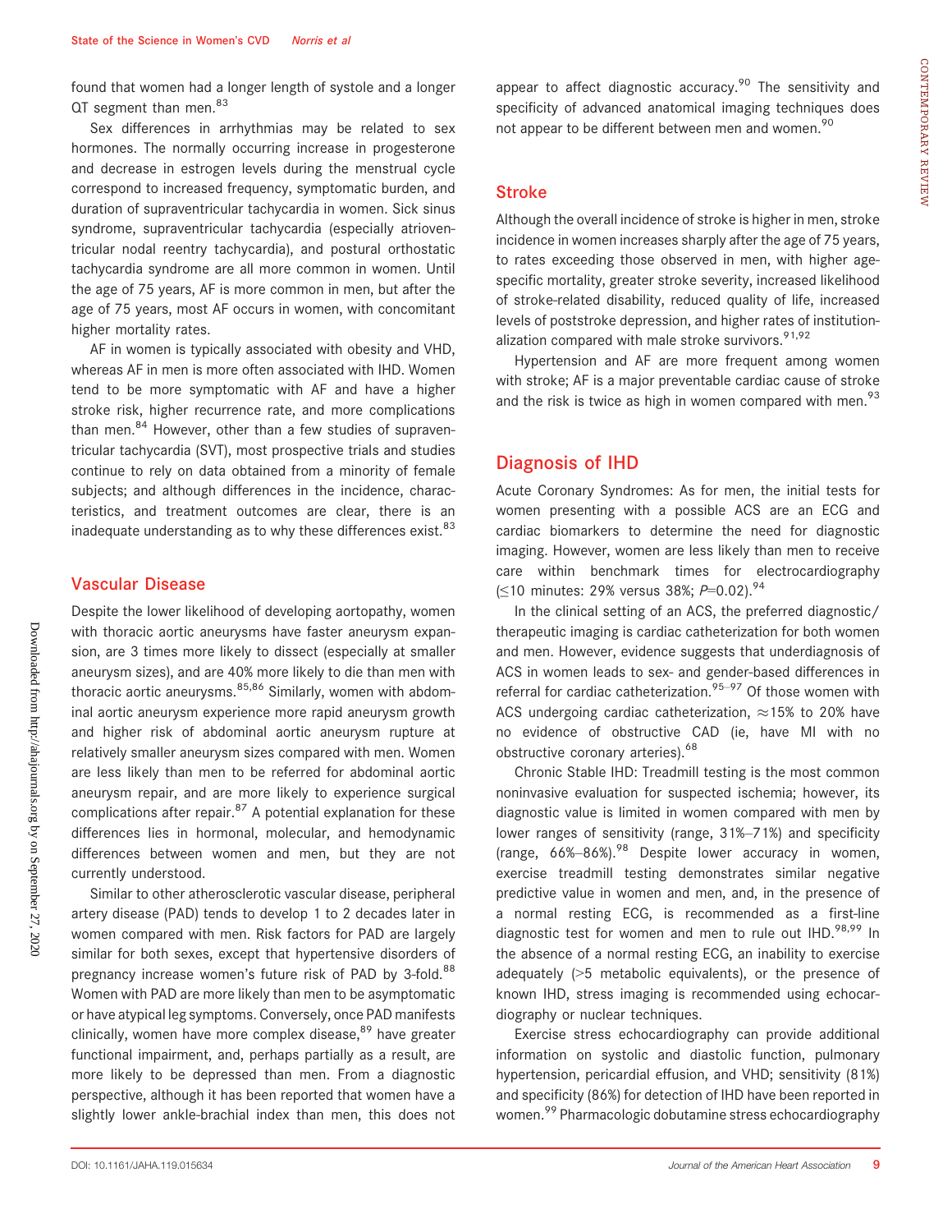found that women had a longer length of systole and a longer QT segment than men.[83]

Sex differences in arrhythmias may be related to sex hormones. The normally occurring increase in progesterone and decrease in estrogen levels during the menstrual cycle correspond to increased frequency, symptomatic burden, and duration of supraventricular tachycardia in women. Sick sinus syndrome, supraventricular tachycardia (especially atrioventricular nodal reentry tachycardia), and postural orthostatic tachycardia syndrome are all more common in women. Until the age of 75 years, AF is more common in men, but after the age of 75 years, most AF occurs in women, with concomitant higher mortality rates.

AF in women is typically associated with obesity and VHD, whereas AF in men is more often associated with IHD. Women tend to be more symptomatic with AF and have a higher stroke risk, higher recurrence rate, and more complications than men.[84] However, other than a few studies of supraventricular tachycardia (SVT), most prospective trials and studies continue to rely on data obtained from a minority of female subjects; and although differences in the incidence, characteristics, and treatment outcomes are clear, there is an inadequate understanding as to why these differences exist.[83]

## Vascular Disease

Despite the lower likelihood of developing aortopathy, women with thoracic aortic aneurysms have faster aneurysm expansion, are 3 times more likely to dissect (especially at smaller aneurysm sizes), and are 40% more likely to die than men with thoracic aortic aneurysms.[85,86] Similarly, women with abdominal aortic aneurysm experience more rapid aneurysm growth and higher risk of abdominal aortic aneurysm rupture at relatively smaller aneurysm sizes compared with men. Women are less likely than men to be referred for abdominal aortic aneurysm repair, and are more likely to experience surgical complications after repair.[87] A potential explanation for these differences lies in hormonal, molecular, and hemodynamic differences between women and men, but they are not currently understood.

Similar to other atherosclerotic vascular disease, peripheral artery disease (PAD) tends to develop 1 to 2 decades later in women compared with men. Risk factors for PAD are largely similar for both sexes, except that hypertensive disorders of pregnancy increase women's future risk of PAD by 3-fold.[88] Women with PAD are more likely than men to be asymptomatic or have atypical leg symptoms. Conversely, once PAD manifests clinically, women have more complex disease,[89] have greater functional impairment, and, perhaps partially as a result, are more likely to be depressed than men. From a diagnostic perspective, although it has been reported that women have a slightly lower ankle-brachial index than men, this does not appear to affect diagnostic accuracy.[90] The sensitivity and specificity of advanced anatomical imaging techniques does not appear to be different between men and women.[90]

## Stroke

Although the overall incidence of stroke is higher in men, stroke incidence in women increases sharply after the age of 75 years, to rates exceeding those observed in men, with higher age-specific mortality, greater stroke severity, increased likelihood of stroke-related disability, reduced quality of life, increased levels of poststroke depression, and higher rates of institutionalization compared with male stroke survivors.[91,92]

Hypertension and AF are more frequent among women with stroke; AF is a major preventable cardiac cause of stroke and the risk is twice as high in women compared with men.[93]

# Diagnosis of IHD

Acute Coronary Syndromes: As for men, the initial tests for women presenting with a possible ACS are an ECG and cardiac biomarkers to determine the need for diagnostic imaging. However, women are less likely than men to receive care within benchmark times for electrocardiography (≤10 minutes: 29% versus 38%; $P$=0.02).[94]

In the clinical setting of an ACS, the preferred diagnostic/therapeutic imaging is cardiac catheterization for both women and men. However, evidence suggests that underdiagnosis of ACS in women leads to sex- and gender-based differences in referral for cardiac catheterization.[95–97] Of those women with ACS undergoing cardiac catheterization, ≈15% to 20% have no evidence of obstructive CAD (ie, have MI with no obstructive coronary arteries).[68]

Chronic Stable IHD: Treadmill testing is the most common noninvasive evaluation for suspected ischemia; however, its diagnostic value is limited in women compared with men by lower ranges of sensitivity (range, 31%–71%) and specificity (range, 66%–86%).[98] Despite lower accuracy in women, exercise treadmill testing demonstrates similar negative predictive value in women and men, and, in the presence of a normal resting ECG, is recommended as a first-line diagnostic test for women and men to rule out IHD.[98,99] In the absence of a normal resting ECG, an inability to exercise adequately (>5 metabolic equivalents), or the presence of known IHD, stress imaging is recommended using echocardiography or nuclear techniques.

Exercise stress echocardiography can provide additional information on systolic and diastolic function, pulmonary hypertension, pericardial effusion, and VHD; sensitivity (81%) and specificity (86%) for detection of IHD have been reported in women.[99] Pharmacologic dobutamine stress echocardiography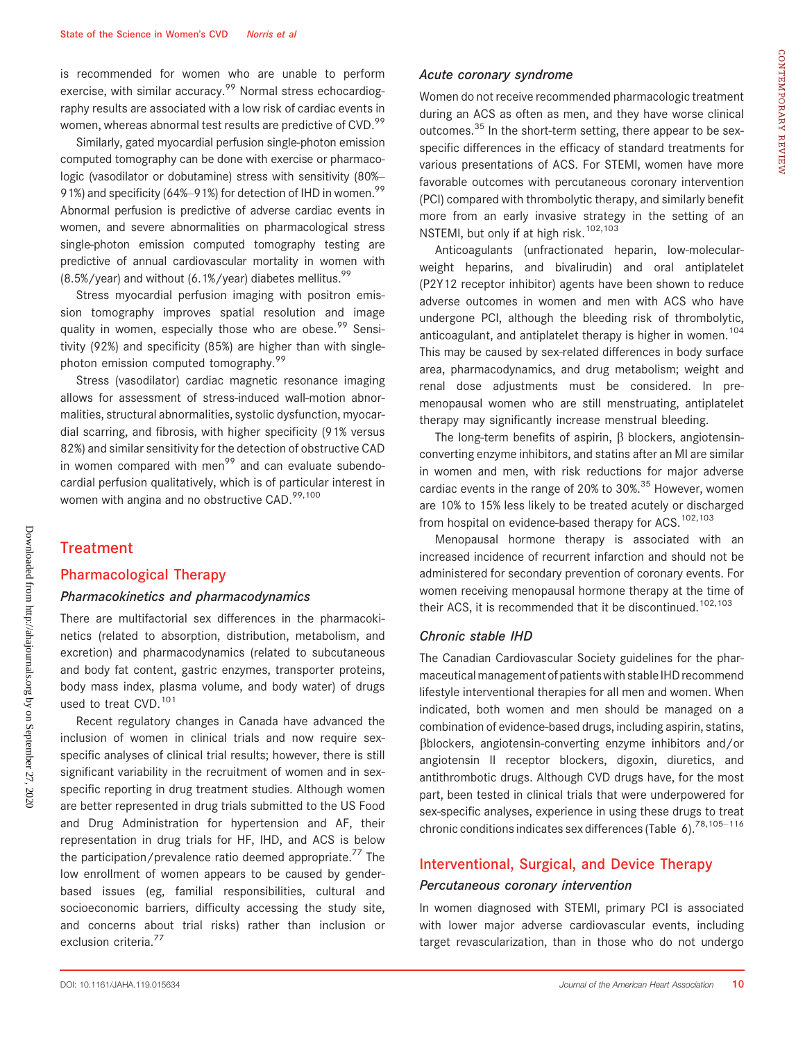is recommended for women who are unable to perform exercise, with similar accuracy.[99] Normal stress echocardiography results are associated with a low risk of cardiac events in women, whereas abnormal test results are predictive of CVD.[99]

Similarly, gated myocardial perfusion single-photon emission computed tomography can be done with exercise or pharmacologic (vasodilator or dobutamine) stress with sensitivity (80%–91%) and specificity (64%–91%) for detection of IHD in women.[99] Abnormal perfusion is predictive of adverse cardiac events in women, and severe abnormalities on pharmacological stress single-photon emission computed tomography testing are predictive of annual cardiovascular mortality in women with (8.5%/year) and without (6.1%/year) diabetes mellitus.[99]

Stress myocardial perfusion imaging with positron emission tomography improves spatial resolution and image quality in women, especially those who are obese.[99] Sensitivity (92%) and specificity (85%) are higher than with single-photon emission computed tomography.[99]

Stress (vasodilator) cardiac magnetic resonance imaging allows for assessment of stress-induced wall-motion abnormalities, structural abnormalities, systolic dysfunction, myocardial scarring, and fibrosis, with higher specificity (91% versus 82%) and similar sensitivity for the detection of obstructive CAD in women compared with men[99] and can evaluate subendocardial perfusion qualitatively, which is of particular interest in women with angina and no obstructive CAD.[99,100]

## Treatment

### Pharmacological Therapy

#### *Pharmacokinetics and pharmacodynamics*

There are multifactorial sex differences in the pharmacokinetics (related to absorption, distribution, metabolism, and excretion) and pharmacodynamics (related to subcutaneous and body fat content, gastric enzymes, transporter proteins, body mass index, plasma volume, and body water) of drugs used to treat CVD.[101]

Recent regulatory changes in Canada have advanced the inclusion of women in clinical trials and now require sex-specific analyses of clinical trial results; however, there is still significant variability in the recruitment of women and in sex-specific reporting in drug treatment studies. Although women are better represented in drug trials submitted to the US Food and Drug Administration for hypertension and AF, their representation in drug trials for HF, IHD, and ACS is below the participation/prevalence ratio deemed appropriate.[77] The low enrollment of women appears to be caused by gender-based issues (eg, familial responsibilities, cultural and socioeconomic barriers, difficulty accessing the study site, and concerns about trial risks) rather than inclusion or exclusion criteria.[77]

#### *Acute coronary syndrome*

Women do not receive recommended pharmacologic treatment during an ACS as often as men, and they have worse clinical outcomes.[35] In the short-term setting, there appear to be sex-specific differences in the efficacy of standard treatments for various presentations of ACS. For STEMI, women have more favorable outcomes with percutaneous coronary intervention (PCI) compared with thrombolytic therapy, and similarly benefit more from an early invasive strategy in the setting of an NSTEMI, but only if at high risk.[102,103]

Anticoagulants (unfractionated heparin, low-molecular-weight heparins, and bivalirudin) and oral antiplatelet (P2Y12 receptor inhibitor) agents have been shown to reduce adverse outcomes in women and men with ACS who have undergone PCI, although the bleeding risk of thrombolytic, anticoagulant, and antiplatelet therapy is higher in women.[104] This may be caused by sex-related differences in body surface area, pharmacodynamics, and drug metabolism; weight and renal dose adjustments must be considered. In premenopausal women who are still menstruating, antiplatelet therapy may significantly increase menstrual bleeding.

The long-term benefits of aspirin, β blockers, angiotensin-converting enzyme inhibitors, and statins after an MI are similar in women and men, with risk reductions for major adverse cardiac events in the range of 20% to 30%.[35] However, women are 10% to 15% less likely to be treated acutely or discharged from hospital on evidence-based therapy for ACS.[102,103]

Menopausal hormone therapy is associated with an increased incidence of recurrent infarction and should not be administered for secondary prevention of coronary events. For women receiving menopausal hormone therapy at the time of their ACS, it is recommended that it be discontinued.[102,103]

#### *Chronic stable IHD*

The Canadian Cardiovascular Society guidelines for the pharmaceutical management of patients with stable IHD recommend lifestyle interventional therapies for all men and women. When indicated, both women and men should be managed on a combination of evidence-based drugs, including aspirin, statins, βblockers, angiotensin-converting enzyme inhibitors and/or angiotensin II receptor blockers, digoxin, diuretics, and antithrombotic drugs. Although CVD drugs have, for the most part, been tested in clinical trials that were underpowered for sex-specific analyses, experience in using these drugs to treat chronic conditions indicates sex differences (Table 6).[78,105–116]

### Interventional, Surgical, and Device Therapy

#### *Percutaneous coronary intervention*

In women diagnosed with STEMI, primary PCI is associated with lower major adverse cardiovascular events, including target revascularization, than in those who do not undergo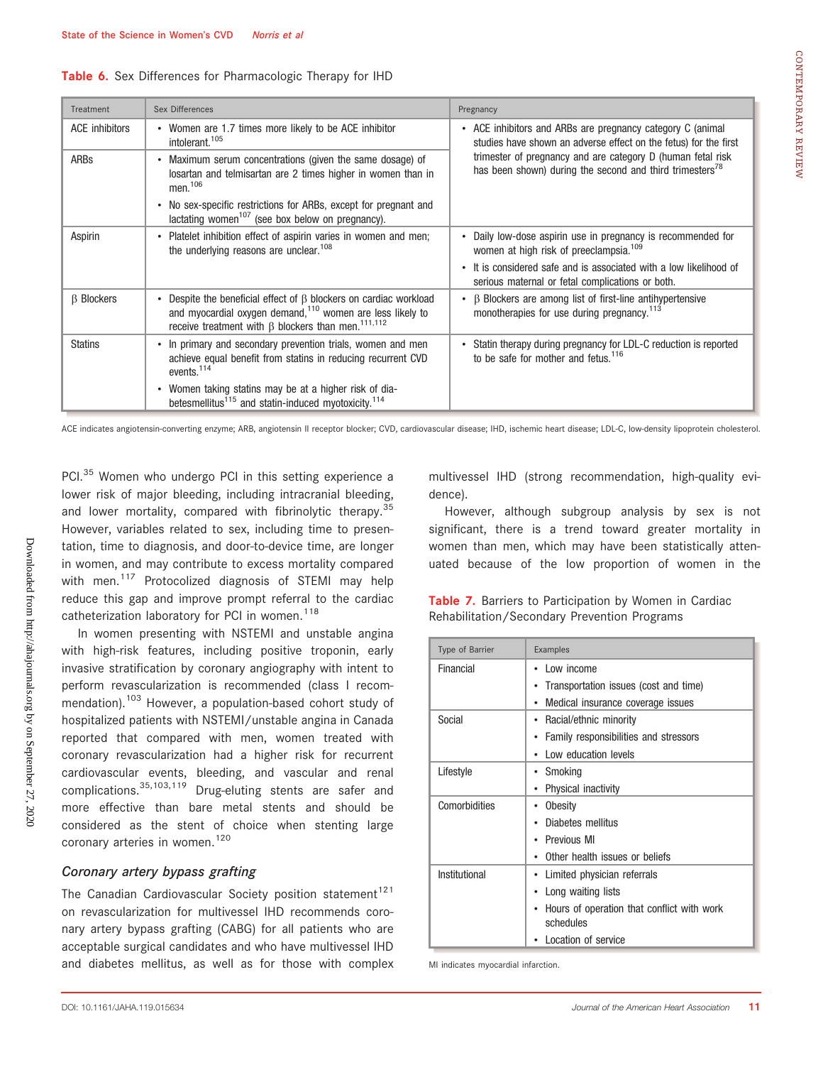**Table 6.** Sex Differences for Pharmacologic Therapy for IHD

| Treatment | Sex Differences | Pregnancy |
|---|---|---|
| ACE inhibitors | • Women are 1.7 times more likely to be ACE inhibitor intolerant.[105] | • ACE inhibitors and ARBs are pregnancy category C (animal studies have shown an adverse effect on the fetus) for the first trimester of pregnancy and are category D (human fetal risk has been shown) during the second and third trimesters[78] |
| ARBs | • Maximum serum concentrations (given the same dosage) of losartan and telmisartan are 2 times higher in women than in men.[106] • No sex-specific restrictions for ARBs, except for pregnant and lactating women[107] (see box below on pregnancy). | |
| Aspirin | • Platelet inhibition effect of aspirin varies in women and men; the underlying reasons are unclear.[108] | • Daily low-dose aspirin use in pregnancy is recommended for women at high risk of preeclampsia.[109] • It is considered safe and is associated with a low likelihood of serious maternal or fetal complications or both. |
| β Blockers | • Despite the beneficial effect of β blockers on cardiac workload and myocardial oxygen demand,[110] women are less likely to receive treatment with β blockers than men.[111,112] | • β Blockers are among list of first-line antihypertensive monotherapies for use during pregnancy.[113] |
| Statins | • In primary and secondary prevention trials, women and men achieve equal benefit from statins in reducing recurrent CVD events.[114] • Women taking statins may be at a higher risk of diabetesmellitus[115] and statin-induced myotoxicity.[114] | • Statin therapy during pregnancy for LDL-C reduction is reported to be safe for mother and fetus.[116] |

ACE indicates angiotensin-converting enzyme; ARB, angiotensin II receptor blocker; CVD, cardiovascular disease; IHD, ischemic heart disease; LDL-C, low-density lipoprotein cholesterol.

PCI.[35] Women who undergo PCI in this setting experience a lower risk of major bleeding, including intracranial bleeding, and lower mortality, compared with fibrinolytic therapy.[35] However, variables related to sex, including time to presentation, time to diagnosis, and door-to-device time, are longer in women, and may contribute to excess mortality compared with men.[117] Protocolized diagnosis of STEMI may help reduce this gap and improve prompt referral to the cardiac catheterization laboratory for PCI in women.[118]

In women presenting with NSTEMI and unstable angina with high-risk features, including positive troponin, early invasive stratification by coronary angiography with intent to perform revascularization is recommended (class I recommendation).[103] However, a population-based cohort study of hospitalized patients with NSTEMI/unstable angina in Canada reported that compared with men, women treated with coronary revascularization had a higher risk for recurrent cardiovascular events, bleeding, and vascular and renal complications.[35,103,119] Drug-eluting stents are safer and more effective than bare metal stents and should be considered as the stent of choice when stenting large coronary arteries in women.[120]

### *Coronary artery bypass grafting*

The Canadian Cardiovascular Society position statement[121] on revascularization for multivessel IHD recommends coronary artery bypass grafting (CABG) for all patients who are acceptable surgical candidates and who have multivessel IHD and diabetes mellitus, as well as for those with complex multivessel IHD (strong recommendation, high-quality evidence).

However, although subgroup analysis by sex is not significant, there is a trend toward greater mortality in women than men, which may have been statistically attenuated because of the low proportion of women in the

**Table 7.** Barriers to Participation by Women in Cardiac Rehabilitation/Secondary Prevention Programs

| Type of Barrier | Examples |
|---|---|
| Financial | • Low income • Transportation issues (cost and time) • Medical insurance coverage issues |
| Social | • Racial/ethnic minority • Family responsibilities and stressors • Low education levels |
| Lifestyle | • Smoking • Physical inactivity |
| Comorbidities | • Obesity • Diabetes mellitus • Previous MI • Other health issues or beliefs |
| Institutional | • Limited physician referrals • Long waiting lists • Hours of operation that conflict with work schedules • Location of service |

MI indicates myocardial infarction.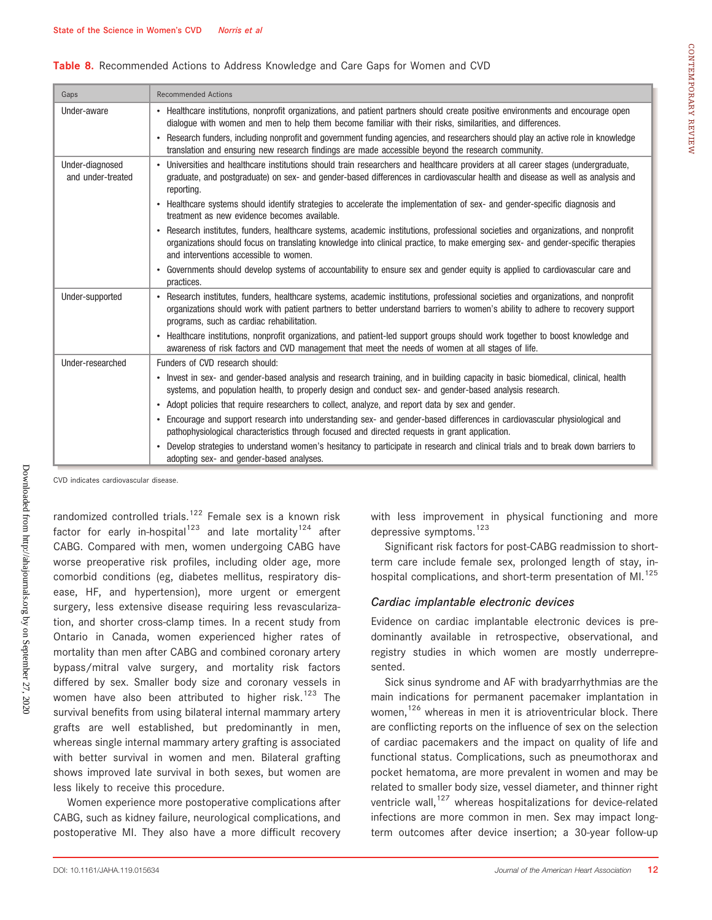**Table 8.** Recommended Actions to Address Knowledge and Care Gaps for Women and CVD

| Gaps | Recommended Actions |
|---|---|
| Under-aware | • Healthcare institutions, nonprofit organizations, and patient partners should create positive environments and encourage open dialogue with women and men to help them become familiar with their risks, similarities, and differences.<br>• Research funders, including nonprofit and government funding agencies, and researchers should play an active role in knowledge translation and ensuring new research findings are made accessible beyond the research community. |
| Under-diagnosed and under-treated | • Universities and healthcare institutions should train researchers and healthcare providers at all career stages (undergraduate, graduate, and postgraduate) on sex- and gender-based differences in cardiovascular health and disease as well as analysis and reporting.<br>• Healthcare systems should identify strategies to accelerate the implementation of sex- and gender-specific diagnosis and treatment as new evidence becomes available.<br>• Research institutes, funders, healthcare systems, academic institutions, professional societies and organizations, and nonprofit organizations should focus on translating knowledge into clinical practice, to make emerging sex- and gender-specific therapies and interventions accessible to women.<br>• Governments should develop systems of accountability to ensure sex and gender equity is applied to cardiovascular care and practices. |
| Under-supported | • Research institutes, funders, healthcare systems, academic institutions, professional societies and organizations, and nonprofit organizations should work with patient partners to better understand barriers to women's ability to adhere to recovery support programs, such as cardiac rehabilitation.<br>• Healthcare institutions, nonprofit organizations, and patient-led support groups should work together to boost knowledge and awareness of risk factors and CVD management that meet the needs of women at all stages of life. |
| Under-researched | Funders of CVD research should:<br>• Invest in sex- and gender-based analysis and research training, and in building capacity in basic biomedical, clinical, health systems, and population health, to properly design and conduct sex- and gender-based analysis research.<br>• Adopt policies that require researchers to collect, analyze, and report data by sex and gender.<br>• Encourage and support research into understanding sex- and gender-based differences in cardiovascular physiological and pathophysiological characteristics through focused and directed requests in grant application.<br>• Develop strategies to understand women's hesitancy to participate in research and clinical trials and to break down barriers to adopting sex- and gender-based analyses. |

CVD indicates cardiovascular disease.

randomized controlled trials.[122] Female sex is a known risk factor for early in-hospital[123] and late mortality[124] after CABG. Compared with men, women undergoing CABG have worse preoperative risk profiles, including older age, more comorbid conditions (eg, diabetes mellitus, respiratory disease, HF, and hypertension), more urgent or emergent surgery, less extensive disease requiring less revascularization, and shorter cross-clamp times. In a recent study from Ontario in Canada, women experienced higher rates of mortality than men after CABG and combined coronary artery bypass/mitral valve surgery, and mortality risk factors differed by sex. Smaller body size and coronary vessels in women have also been attributed to higher risk.[123] The survival benefits from using bilateral internal mammary artery grafts are well established, but predominantly in men, whereas single internal mammary artery grafting is associated with better survival in women and men. Bilateral grafting shows improved late survival in both sexes, but women are less likely to receive this procedure.

Women experience more postoperative complications after CABG, such as kidney failure, neurological complications, and postoperative MI. They also have a more difficult recovery with less improvement in physical functioning and more depressive symptoms.[123]

Significant risk factors for post-CABG readmission to short-term care include female sex, prolonged length of stay, in-hospital complications, and short-term presentation of MI.[125]

### *Cardiac implantable electronic devices*

Evidence on cardiac implantable electronic devices is predominantly available in retrospective, observational, and registry studies in which women are mostly underrepresented.

Sick sinus syndrome and AF with bradyarrhythmias are the main indications for permanent pacemaker implantation in women,[126] whereas in men it is atrioventricular block. There are conflicting reports on the influence of sex on the selection of cardiac pacemakers and the impact on quality of life and functional status. Complications, such as pneumothorax and pocket hematoma, are more prevalent in women and may be related to smaller body size, vessel diameter, and thinner right ventricle wall,[127] whereas hospitalizations for device-related infections are more common in men. Sex may impact long-term outcomes after device insertion; a 30-year follow-up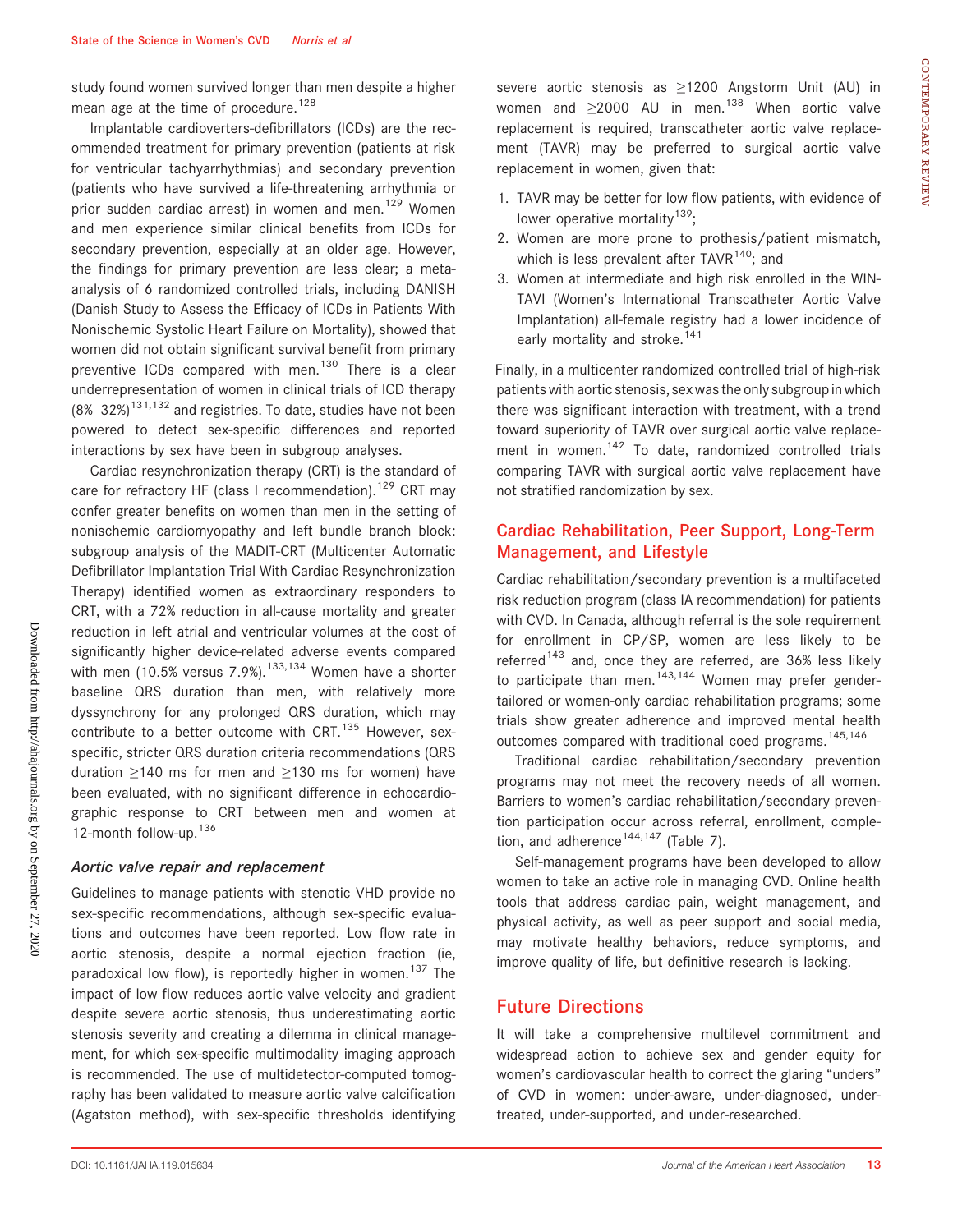study found women survived longer than men despite a higher mean age at the time of procedure.[128]

Implantable cardioverters-defibrillators (ICDs) are the recommended treatment for primary prevention (patients at risk for ventricular tachyarrhythmias) and secondary prevention (patients who have survived a life-threatening arrhythmia or prior sudden cardiac arrest) in women and men.[129] Women and men experience similar clinical benefits from ICDs for secondary prevention, especially at an older age. However, the findings for primary prevention are less clear; a meta-analysis of 6 randomized controlled trials, including DANISH (Danish Study to Assess the Efficacy of ICDs in Patients With Nonischemic Systolic Heart Failure on Mortality), showed that women did not obtain significant survival benefit from primary preventive ICDs compared with men.[130] There is a clear underrepresentation of women in clinical trials of ICD therapy (8%–32%)[131,132] and registries. To date, studies have not been powered to detect sex-specific differences and reported interactions by sex have been in subgroup analyses.

Cardiac resynchronization therapy (CRT) is the standard of care for refractory HF (class I recommendation).[129] CRT may confer greater benefits on women than men in the setting of nonischemic cardiomyopathy and left bundle branch block: subgroup analysis of the MADIT-CRT (Multicenter Automatic Defibrillator Implantation Trial With Cardiac Resynchronization Therapy) identified women as extraordinary responders to CRT, with a 72% reduction in all-cause mortality and greater reduction in left atrial and ventricular volumes at the cost of significantly higher device-related adverse events compared with men (10.5% versus 7.9%).[133,134] Women have a shorter baseline QRS duration than men, with relatively more dyssynchrony for any prolonged QRS duration, which may contribute to a better outcome with CRT.[135] However, sex-specific, stricter QRS duration criteria recommendations (QRS duration ≥140 ms for men and ≥130 ms for women) have been evaluated, with no significant difference in echocardiographic response to CRT between men and women at 12-month follow-up.[136]

### *Aortic valve repair and replacement*

Guidelines to manage patients with stenotic VHD provide no sex-specific recommendations, although sex-specific evaluations and outcomes have been reported. Low flow rate in aortic stenosis, despite a normal ejection fraction (ie, paradoxical low flow), is reportedly higher in women.[137] The impact of low flow reduces aortic valve velocity and gradient despite severe aortic stenosis, thus underestimating aortic stenosis severity and creating a dilemma in clinical management, for which sex-specific multimodality imaging approach is recommended. The use of multidetector-computed tomography has been validated to measure aortic valve calcification (Agatston method), with sex-specific thresholds identifying severe aortic stenosis as ≥1200 Angstorm Unit (AU) in women and ≥2000 AU in men.[138] When aortic valve replacement is required, transcatheter aortic valve replacement (TAVR) may be preferred to surgical aortic valve replacement in women, given that:

1. TAVR may be better for low flow patients, with evidence of lower operative mortality[139];
2. Women are more prone to prothesis/patient mismatch, which is less prevalent after TAVR[140]; and
3. Women at intermediate and high risk enrolled in the WIN-TAVI (Women's International Transcatheter Aortic Valve Implantation) all-female registry had a lower incidence of early mortality and stroke.[141]

Finally, in a multicenter randomized controlled trial of high-risk patients with aortic stenosis, sex was the only subgroup in which there was significant interaction with treatment, with a trend toward superiority of TAVR over surgical aortic valve replacement in women.[142] To date, randomized controlled trials comparing TAVR with surgical aortic valve replacement have not stratified randomization by sex.

## Cardiac Rehabilitation, Peer Support, Long-Term Management, and Lifestyle

Cardiac rehabilitation/secondary prevention is a multifaceted risk reduction program (class IA recommendation) for patients with CVD. In Canada, although referral is the sole requirement for enrollment in CP/SP, women are less likely to be referred[143] and, once they are referred, are 36% less likely to participate than men.[143,144] Women may prefer gender-tailored or women-only cardiac rehabilitation programs; some trials show greater adherence and improved mental health outcomes compared with traditional coed programs.[145,146]

Traditional cardiac rehabilitation/secondary prevention programs may not meet the recovery needs of all women. Barriers to women's cardiac rehabilitation/secondary prevention participation occur across referral, enrollment, completion, and adherence[144,147] (Table 7).

Self-management programs have been developed to allow women to take an active role in managing CVD. Online health tools that address cardiac pain, weight management, and physical activity, as well as peer support and social media, may motivate healthy behaviors, reduce symptoms, and improve quality of life, but definitive research is lacking.

## Future Directions

It will take a comprehensive multilevel commitment and widespread action to achieve sex and gender equity for women's cardiovascular health to correct the glaring "unders" of CVD in women: under-aware, under-diagnosed, under-treated, under-supported, and under-researched.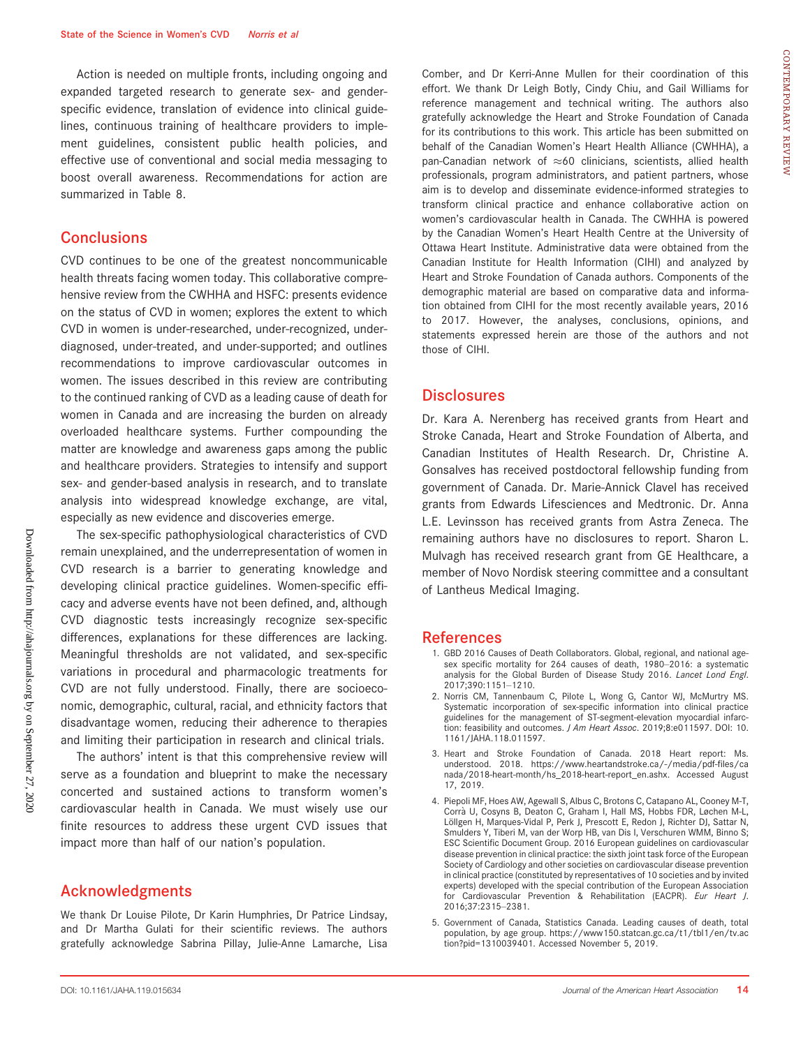Action is needed on multiple fronts, including ongoing and expanded targeted research to generate sex- and gender-specific evidence, translation of evidence into clinical guidelines, continuous training of healthcare providers to implement guidelines, consistent public health policies, and effective use of conventional and social media messaging to boost overall awareness. Recommendations for action are summarized in Table 8.

## Conclusions

CVD continues to be one of the greatest noncommunicable health threats facing women today. This collaborative comprehensive review from the CWHHA and HSFC: presents evidence on the status of CVD in women; explores the extent to which CVD in women is under-researched, under-recognized, under-diagnosed, under-treated, and under-supported; and outlines recommendations to improve cardiovascular outcomes in women. The issues described in this review are contributing to the continued ranking of CVD as a leading cause of death for women in Canada and are increasing the burden on already overloaded healthcare systems. Further compounding the matter are knowledge and awareness gaps among the public and healthcare providers. Strategies to intensify and support sex- and gender-based analysis in research, and to translate analysis into widespread knowledge exchange, are vital, especially as new evidence and discoveries emerge.

The sex-specific pathophysiological characteristics of CVD remain unexplained, and the underrepresentation of women in CVD research is a barrier to generating knowledge and developing clinical practice guidelines. Women-specific efficacy and adverse events have not been defined, and, although CVD diagnostic tests increasingly recognize sex-specific differences, explanations for these differences are lacking. Meaningful thresholds are not validated, and sex-specific variations in procedural and pharmacologic treatments for CVD are not fully understood. Finally, there are socioeconomic, demographic, cultural, racial, and ethnicity factors that disadvantage women, reducing their adherence to therapies and limiting their participation in research and clinical trials.

The authors' intent is that this comprehensive review will serve as a foundation and blueprint to make the necessary concerted and sustained actions to transform women's cardiovascular health in Canada. We must wisely use our finite resources to address these urgent CVD issues that impact more than half of our nation's population.

## Acknowledgments

We thank Dr Louise Pilote, Dr Karin Humphries, Dr Patrice Lindsay, and Dr Martha Gulati for their scientific reviews. The authors gratefully acknowledge Sabrina Pillay, Julie-Anne Lamarche, Lisa Comber, and Dr Kerri-Anne Mullen for their coordination of this effort. We thank Dr Leigh Botly, Cindy Chiu, and Gail Williams for reference management and technical writing. The authors also gratefully acknowledge the Heart and Stroke Foundation of Canada for its contributions to this work. This article has been submitted on behalf of the Canadian Women's Heart Health Alliance (CWHHA), a pan-Canadian network of ≈60 clinicians, scientists, allied health professionals, program administrators, and patient partners, whose aim is to develop and disseminate evidence-informed strategies to transform clinical practice and enhance collaborative action on women's cardiovascular health in Canada. The CWHHA is powered by the Canadian Women's Heart Health Centre at the University of Ottawa Heart Institute. Administrative data were obtained from the Canadian Institute for Health Information (CIHI) and analyzed by Heart and Stroke Foundation of Canada authors. Components of the demographic material are based on comparative data and information obtained from CIHI for the most recently available years, 2016 to 2017. However, the analyses, conclusions, opinions, and statements expressed herein are those of the authors and not those of CIHI.

## Disclosures

Dr. Kara A. Nerenberg has received grants from Heart and Stroke Canada, Heart and Stroke Foundation of Alberta, and Canadian Institutes of Health Research. Dr, Christine A. Gonsalves has received postdoctoral fellowship funding from government of Canada. Dr. Marie-Annick Clavel has received grants from Edwards Lifesciences and Medtronic. Dr. Anna L.E. Levinsson has received grants from Astra Zeneca. The remaining authors have no disclosures to report. Sharon L. Mulvagh has received research grant from GE Healthcare, a member of Novo Nordisk steering committee and a consultant of Lantheus Medical Imaging.

## References

1. GBD 2016 Causes of Death Collaborators. Global, regional, and national age-sex specific mortality for 264 causes of death, 1980–2016: a systematic analysis for the Global Burden of Disease Study 2016. *Lancet Lond Engl*. 2017;390:1151–1210.
2. Norris CM, Tannenbaum C, Pilote L, Wong G, Cantor WJ, McMurtry MS. Systematic incorporation of sex-specific information into clinical practice guidelines for the management of ST-segment-elevation myocardial infarction: feasibility and outcomes. *J Am Heart Assoc*. 2019;8:e011597. DOI: 10.1161/JAHA.118.011597.
3. Heart and Stroke Foundation of Canada. 2018 Heart report: Ms. understood. 2018. https://www.heartandstroke.ca/-/media/pdf-files/canada/2018-heart-month/hs_2018-heart-report_en.ashx. Accessed August 17, 2019.
4. Piepoli MF, Hoes AW, Agewall S, Albus C, Brotons C, Catapano AL, Cooney M-T, Corrà U, Cosyns B, Deaton C, Graham I, Hall MS, Hobbs FDR, Løchen M-L, Löllgen H, Marques-Vidal P, Perk J, Prescott E, Redon J, Richter DJ, Sattar N, Smulders Y, Tiberi M, van der Worp HB, van Dis I, Verschuren WMM, Binno S; ESC Scientific Document Group. 2016 European guidelines on cardiovascular disease prevention in clinical practice: the sixth joint task force of the European Society of Cardiology and other societies on cardiovascular disease prevention in clinical practice (constituted by representatives of 10 societies and by invited experts) developed with the special contribution of the European Association for Cardiovascular Prevention & Rehabilitation (EACPR). *Eur Heart J*. 2016;37:2315–2381.
5. Government of Canada, Statistics Canada. Leading causes of death, total population, by age group. https://www150.statcan.gc.ca/t1/tbl1/en/tv.action?pid=1310039401. Accessed November 5, 2019.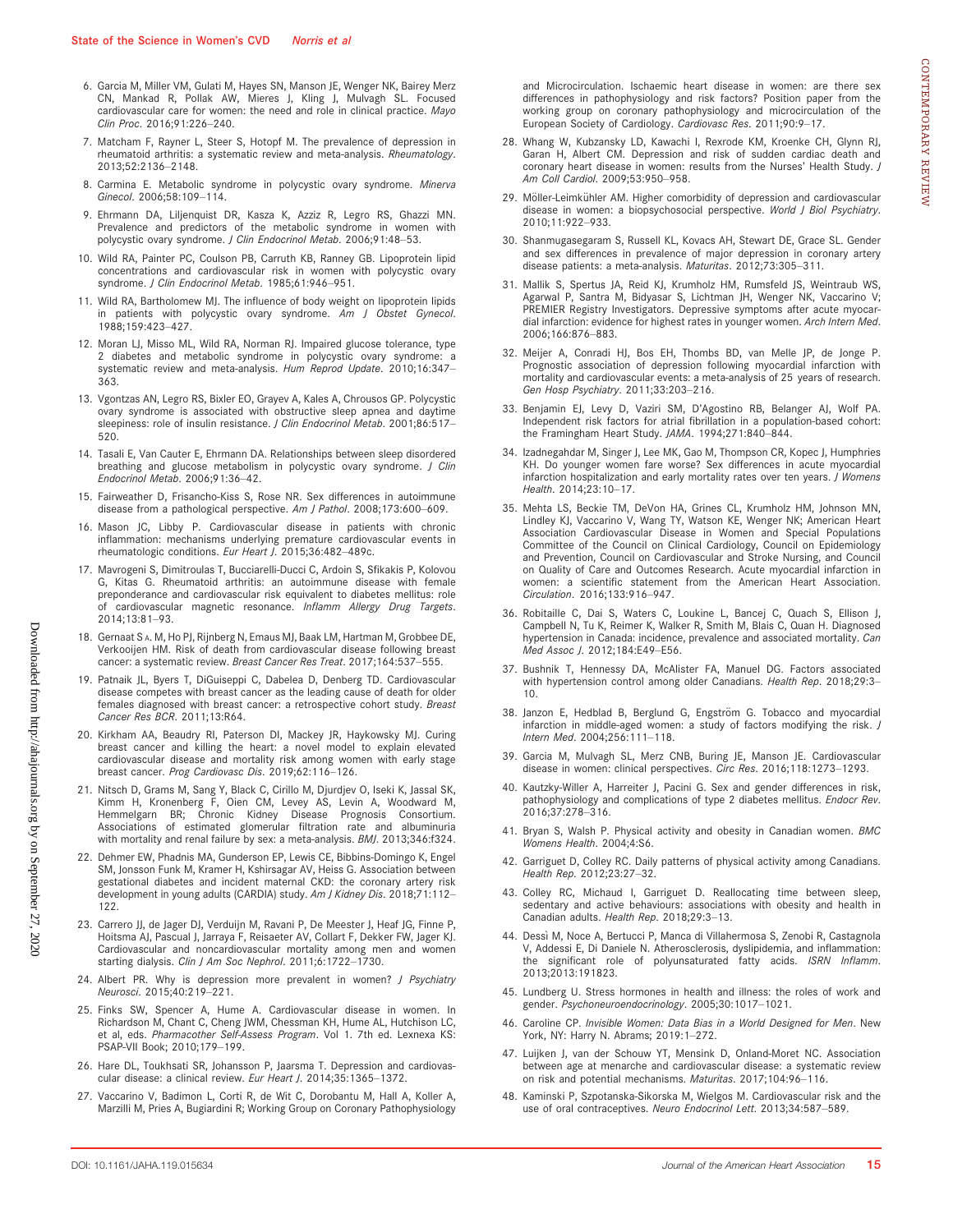6. Garcia M, Miller VM, Gulati M, Hayes SN, Manson JE, Wenger NK, Bairey Merz CN, Mankad R, Pollak AW, Mieres J, Kling J, Mulvagh SL. Focused cardiovascular care for women: the need and role in clinical practice. *Mayo Clin Proc*. 2016;91:226–240.

7. Matcham F, Rayner L, Steer S, Hotopf M. The prevalence of depression in rheumatoid arthritis: a systematic review and meta-analysis. *Rheumatology*. 2013;52:2136–2148.

8. Carmina E. Metabolic syndrome in polycystic ovary syndrome. *Minerva Ginecol*. 2006;58:109–114.

9. Ehrmann DA, Liljenquist DR, Kasza K, Azziz R, Legro RS, Ghazzi MN. Prevalence and predictors of the metabolic syndrome in women with polycystic ovary syndrome. *J Clin Endocrinol Metab*. 2006;91:48–53.

10. Wild RA, Painter PC, Coulson PB, Carruth KB, Ranney GB. Lipoprotein lipid concentrations and cardiovascular risk in women with polycystic ovary syndrome. *J Clin Endocrinol Metab*. 1985;61:946–951.

11. Wild RA, Bartholomew MJ. The influence of body weight on lipoprotein lipids in patients with polycystic ovary syndrome. *Am J Obstet Gynecol*. 1988;159:423–427.

12. Moran LJ, Misso ML, Wild RA, Norman RJ. Impaired glucose tolerance, type 2 diabetes and metabolic syndrome in polycystic ovary syndrome: a systematic review and meta-analysis. *Hum Reprod Update*. 2010;16:347–363.

13. Vgontzas AN, Legro RS, Bixler EO, Grayev A, Kales A, Chrousos GP. Polycystic ovary syndrome is associated with obstructive sleep apnea and daytime sleepiness: role of insulin resistance. *J Clin Endocrinol Metab*. 2001;86:517–520.

14. Tasali E, Van Cauter E, Ehrmann DA. Relationships between sleep disordered breathing and glucose metabolism in polycystic ovary syndrome. *J Clin Endocrinol Metab*. 2006;91:36–42.

15. Fairweather D, Frisancho-Kiss S, Rose NR. Sex differences in autoimmune disease from a pathological perspective. *Am J Pathol*. 2008;173:600–609.

16. Mason JC, Libby P. Cardiovascular disease in patients with chronic inflammation: mechanisms underlying premature cardiovascular events in rheumatologic conditions. *Eur Heart J*. 2015;36:482–489c.

17. Mavrogeni S, Dimitroulas T, Bucciarelli-Ducci C, Ardoin S, Sfikakis P, Kolovou G, Kitas G. Rheumatoid arthritis: an autoimmune disease with female preponderance and cardiovascular risk equivalent to diabetes mellitus: role of cardiovascular magnetic resonance. *Inflamm Allergy Drug Targets*. 2014;13:81–93.

18. Gernaat S A. M, Ho PJ, Rijnberg N, Emaus MJ, Baak LM, Hartman M, Grobbee DE, Verkooijen HM. Risk of death from cardiovascular disease following breast cancer: a systematic review. *Breast Cancer Res Treat*. 2017;164:537–555.

19. Patnaik JL, Byers T, DiGuiseppi C, Dabelea D, Denberg TD. Cardiovascular disease competes with breast cancer as the leading cause of death for older females diagnosed with breast cancer: a retrospective cohort study. *Breast Cancer Res BCR*. 2011;13:R64.

20. Kirkham AA, Beaudry RI, Paterson DI, Mackey JR, Haykowsky MJ. Curing breast cancer and killing the heart: a novel model to explain elevated cardiovascular disease and mortality risk among women with early stage breast cancer. *Prog Cardiovasc Dis*. 2019;62:116–126.

21. Nitsch D, Grams M, Sang Y, Black C, Cirillo M, Djurdjev O, Iseki K, Jassal SK, Kimm H, Kronenberg F, Oien CM, Levey AS, Levin A, Woodward M, Hemmelgarn BR; Chronic Kidney Disease Prognosis Consortium. Associations of estimated glomerular filtration rate and albuminuria with mortality and renal failure by sex: a meta-analysis. *BMJ*. 2013;346:f324.

22. Dehmer EW, Phadnis MA, Gunderson EP, Lewis CE, Bibbins-Domingo K, Engel SM, Jonsson Funk M, Kramer H, Kshirsagar AV, Heiss G. Association between gestational diabetes and incident maternal CKD: the coronary artery risk development in young adults (CARDIA) study. *Am J Kidney Dis*. 2018;71:112–122.

23. Carrero JJ, de Jager DJ, Verduijn M, Ravani P, De Meester J, Heaf JG, Finne P, Hoitsma AJ, Pascual J, Jarraya F, Reisaeter AV, Collart F, Dekker FW, Jager KJ. Cardiovascular and noncardiovascular mortality among men and women starting dialysis. *Clin J Am Soc Nephrol*. 2011;6:1722–1730.

24. Albert PR. Why is depression more prevalent in women? *J Psychiatry Neurosci*. 2015;40:219–221.

25. Finks SW, Spencer A, Hume A. Cardiovascular disease in women. In Richardson M, Chant C, Cheng JWM, Chessman KH, Hume AL, Hutchison LC, et al, eds. *Pharmacother Self-Assess Program*. Vol 1. 7th ed. Lexnexa KS: PSAP-VII Book; 2010;179–199.

26. Hare DL, Toukhsati SR, Johansson P, Jaarsma T. Depression and cardiovascular disease: a clinical review. *Eur Heart J*. 2014;35:1365–1372.

27. Vaccarino V, Badimon L, Corti R, de Wit C, Dorobantu M, Hall A, Koller A, Marzilli M, Pries A, Bugiardini R; Working Group on Coronary Pathophysiology and Microcirculation. Ischaemic heart disease in women: are there sex differences in pathophysiology and risk factors? Position paper from the working group on coronary pathophysiology and microcirculation of the European Society of Cardiology. *Cardiovasc Res*. 2011;90:9–17.

28. Whang W, Kubzansky LD, Kawachi I, Rexrode KM, Kroenke CH, Glynn RJ, Garan H, Albert CM. Depression and risk of sudden cardiac death and coronary heart disease in women: results from the Nurses' Health Study. *J Am Coll Cardiol*. 2009;53:950–958.

29. Möller-Leimkühler AM. Higher comorbidity of depression and cardiovascular disease in women: a biopsychosocial perspective. *World J Biol Psychiatry*. 2010;11:922–933.

30. Shanmugasegaram S, Russell KL, Kovacs AH, Stewart DE, Grace SL. Gender and sex differences in prevalence of major depression in coronary artery disease patients: a meta-analysis. *Maturitas*. 2012;73:305–311.

31. Mallik S, Spertus JA, Reid KJ, Krumholz HM, Rumsfeld JS, Weintraub WS, Agarwal P, Santra M, Bidyasar S, Lichtman JH, Wenger NK, Vaccarino V; PREMIER Registry Investigators. Depressive symptoms after acute myocardial infarction: evidence for highest rates in younger women. *Arch Intern Med*. 2006;166:876–883.

32. Meijer A, Conradi HJ, Bos EH, Thombs BD, van Melle JP, de Jonge P. Prognostic association of depression following myocardial infarction with mortality and cardiovascular events: a meta-analysis of 25 years of research. *Gen Hosp Psychiatry*. 2011;33:203–216.

33. Benjamin EJ, Levy D, Vaziri SM, D'Agostino RB, Belanger AJ, Wolf PA. Independent risk factors for atrial fibrillation in a population-based cohort: the Framingham Heart Study. *JAMA*. 1994;271:840–844.

34. Izadnegahdar M, Singer J, Lee MK, Gao M, Thompson CR, Kopec J, Humphries KH. Do younger women fare worse? Sex differences in acute myocardial infarction hospitalization and early mortality rates over ten years. *J Womens Health*. 2014;23:10–17.

35. Mehta LS, Beckie TM, DeVon HA, Grines CL, Krumholz HM, Johnson MN, Lindley KJ, Vaccarino V, Wang TY, Watson KE, Wenger NK; American Heart Association Cardiovascular Disease in Women and Special Populations Committee of the Council on Clinical Cardiology, Council on Epidemiology and Prevention, Council on Cardiovascular and Stroke Nursing, and Council on Quality of Care and Outcomes Research. Acute myocardial infarction in women: a scientific statement from the American Heart Association. *Circulation*. 2016;133:916–947.

36. Robitaille C, Dai S, Waters C, Loukine L, Bancej C, Quach S, Ellison J, Campbell N, Tu K, Reimer K, Walker R, Smith M, Blais C, Quan H. Diagnosed hypertension in Canada: incidence, prevalence and associated mortality. *Can Med Assoc J*. 2012;184:E49–E56.

37. Bushnik T, Hennessy DA, McAlister FA, Manuel DG. Factors associated with hypertension control among older Canadians. *Health Rep*. 2018;29:3–10.

38. Janzon E, Hedblad B, Berglund G, Engström G. Tobacco and myocardial infarction in middle-aged women: a study of factors modifying the risk. *J Intern Med*. 2004;256:111–118.

39. Garcia M, Mulvagh SL, Merz CNB, Buring JE, Manson JE. Cardiovascular disease in women: clinical perspectives. *Circ Res*. 2016;118:1273–1293.

40. Kautzky-Willer A, Harreiter J, Pacini G. Sex and gender differences in risk, pathophysiology and complications of type 2 diabetes mellitus. *Endocr Rev*. 2016;37:278–316.

41. Bryan S, Walsh P. Physical activity and obesity in Canadian women. *BMC Womens Health*. 2004;4:S6.

42. Garriguet D, Colley RC. Daily patterns of physical activity among Canadians. *Health Rep*. 2012;23:27–32.

43. Colley RC, Michaud I, Garriguet D. Reallocating time between sleep, sedentary and active behaviours: associations with obesity and health in Canadian adults. *Health Rep*. 2018;29:3–13.

44. Dessì M, Noce A, Bertucci P, Manca di Villahermosa S, Zenobi R, Castagnola V, Addessi E, Di Daniele N. Atherosclerosis, dyslipidemia, and inflammation: the significant role of polyunsaturated fatty acids. *ISRN Inflamm*. 2013;2013:191823.

45. Lundberg U. Stress hormones in health and illness: the roles of work and gender. *Psychoneuroendocrinology*. 2005;30:1017–1021.

46. Caroline CP. *Invisible Women: Data Bias in a World Designed for Men*. New York, NY: Harry N. Abrams; 2019:1–272.

47. Luijken J, van der Schouw YT, Mensink D, Onland-Moret NC. Association between age at menarche and cardiovascular disease: a systematic review on risk and potential mechanisms. *Maturitas*. 2017;104:96–116.

48. Kaminski P, Szpotanska-Sikorska M, Wielgos M. Cardiovascular risk and the use of oral contraceptives. *Neuro Endocrinol Lett*. 2013;34:587–589.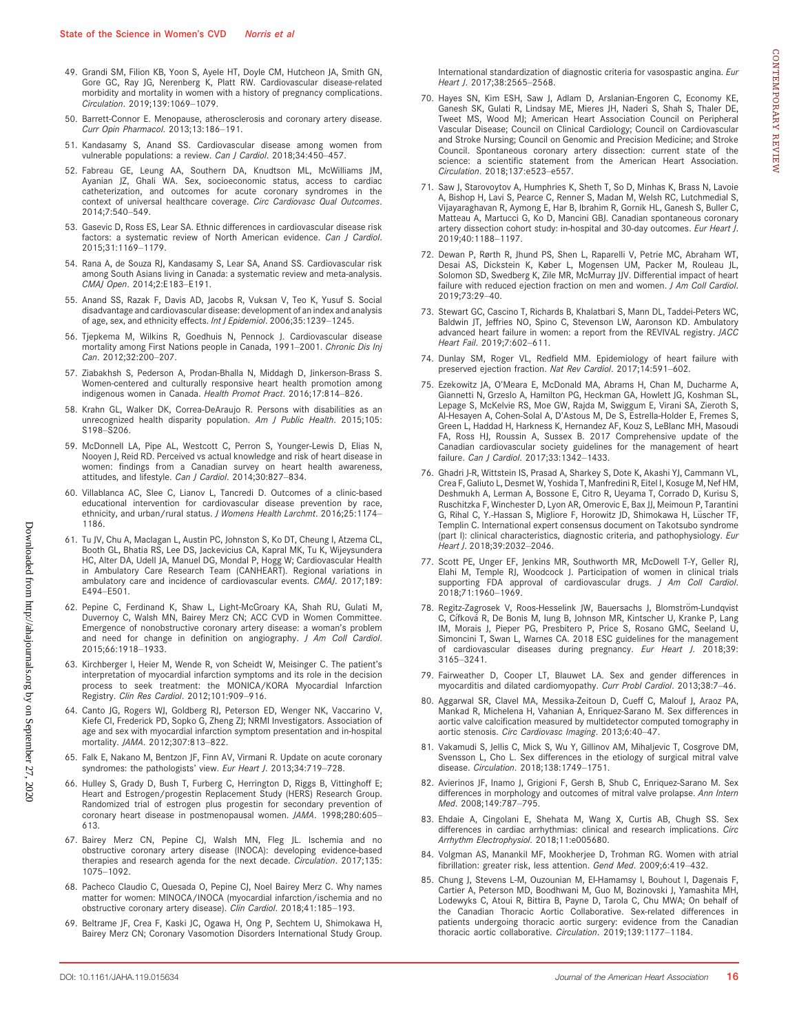49. Grandi SM, Filion KB, Yoon S, Ayele HT, Doyle CM, Hutcheon JA, Smith GN, Gore GC, Ray JG, Nerenberg K, Platt RW. Cardiovascular disease-related morbidity and mortality in women with a history of pregnancy complications. *Circulation*. 2019;139:1069–1079.

50. Barrett-Connor E. Menopause, atherosclerosis and coronary artery disease. *Curr Opin Pharmacol*. 2013;13:186–191.

51. Kandasamy S, Anand SS. Cardiovascular disease among women from vulnerable populations: a review. *Can J Cardiol*. 2018;34:450–457.

52. Fabreau GE, Leung AA, Southern DA, Knudtson ML, McWilliams JM, Ayanian JZ, Ghali WA. Sex, socioeconomic status, access to cardiac catheterization, and outcomes for acute coronary syndromes in the context of universal healthcare coverage. *Circ Cardiovasc Qual Outcomes*. 2014;7:540–549.

53. Gasevic D, Ross ES, Lear SA. Ethnic differences in cardiovascular disease risk factors: a systematic review of North American evidence. *Can J Cardiol*. 2015;31:1169–1179.

54. Rana A, de Souza RJ, Kandasamy S, Lear SA, Anand SS. Cardiovascular risk among South Asians living in Canada: a systematic review and meta-analysis. *CMAJ Open*. 2014;2:E183–E191.

55. Anand SS, Razak F, Davis AD, Jacobs R, Vuksan V, Teo K, Yusuf S. Social disadvantage and cardiovascular disease: development of an index and analysis of age, sex, and ethnicity effects. *Int J Epidemiol*. 2006;35:1239–1245.

56. Tjepkema M, Wilkins R, Goedhuis N, Pennock J. Cardiovascular disease mortality among First Nations people in Canada, 1991–2001. *Chronic Dis Inj Can*. 2012;32:200–207.

57. Ziabakhsh S, Pederson A, Prodan-Bhalla N, Middagh D, Jinkerson-Brass S. Women-centered and culturally responsive heart health promotion among indigenous women in Canada. *Health Promot Pract*. 2016;17:814–826.

58. Krahn GL, Walker DK, Correa-DeAraujo R. Persons with disabilities as an unrecognized health disparity population. *Am J Public Health*. 2015;105:S198–S206.

59. McDonnell LA, Pipe AL, Westcott C, Perron S, Younger-Lewis D, Elias N, Nooyen J, Reid RD. Perceived vs actual knowledge and risk of heart disease in women: findings from a Canadian survey on heart health awareness, attitudes, and lifestyle. *Can J Cardiol*. 2014;30:827–834.

60. Villablanca AC, Slee C, Lianov L, Tancredi D. Outcomes of a clinic-based educational intervention for cardiovascular disease prevention by race, ethnicity, and urban/rural status. *J Womens Health Larchmt*. 2016;25:1174–1186.

61. Tu JV, Chu A, Maclagan L, Austin PC, Johnston S, Ko DT, Cheung I, Atzema CL, Booth GL, Bhatia RS, Lee DS, Jackevicius CA, Kapral MK, Tu K, Wijeysundera HC, Alter DA, Udell JA, Manuel DG, Mondal P, Hogg W; Cardiovascular Health in Ambulatory Care Research Team (CANHEART). Regional variations in ambulatory care and incidence of cardiovascular events. *CMAJ*. 2017;189:E494–E501.

62. Pepine C, Ferdinand K, Shaw L, Light-McGroary KA, Shah RU, Gulati M, Duvernoy C, Walsh MN, Bairey Merz CN; ACC CVD in Women Committee. Emergence of nonobstructive coronary artery disease: a woman's problem and need for change in definition on angiography. *J Am Coll Cardiol*. 2015;66:1918–1933.

63. Kirchberger I, Heier M, Wende R, von Scheidt W, Meisinger C. The patient's interpretation of myocardial infarction symptoms and its role in the decision process to seek treatment: the MONICA/KORA Myocardial Infarction Registry. *Clin Res Cardiol*. 2012;101:909–916.

64. Canto JG, Rogers WJ, Goldberg RJ, Peterson ED, Wenger NK, Vaccarino V, Kiefe CI, Frederick PD, Sopko G, Zheng ZJ; NRMI Investigators. Association of age and sex with myocardial infarction symptom presentation and in-hospital mortality. *JAMA*. 2012;307:813–822.

65. Falk E, Nakano M, Bentzon JF, Finn AV, Virmani R. Update on acute coronary syndromes: the pathologists' view. *Eur Heart J*. 2013;34:719–728.

66. Hulley S, Grady D, Bush T, Furberg C, Herrington D, Riggs B, Vittinghoff E; Heart and Estrogen/progestin Replacement Study (HERS) Research Group. Randomized trial of estrogen plus progestin for secondary prevention of coronary heart disease in postmenopausal women. *JAMA*. 1998;280:605–613.

67. Bairey Merz CN, Pepine CJ, Walsh MN, Fleg JL. Ischemia and no obstructive coronary artery disease (INOCA): developing evidence-based therapies and research agenda for the next decade. *Circulation*. 2017;135:1075–1092.

68. Pacheco Claudio C, Quesada O, Pepine CJ, Noel Bairey Merz C. Why names matter for women: MINOCA/INOCA (myocardial infarction/ischemia and no obstructive coronary artery disease). *Clin Cardiol*. 2018;41:185–193.

69. Beltrame JF, Crea F, Kaski JC, Ogawa H, Ong P, Sechtem U, Shimokawa H, Bairey Merz CN; Coronary Vasomotion Disorders International Study Group. International standardization of diagnostic criteria for vasospastic angina. *Eur Heart J*. 2017;38:2565–2568.

70. Hayes SN, Kim ESH, Saw J, Adlam D, Arslanian-Engoren C, Economy KE, Ganesh SK, Gulati R, Lindsay ME, Mieres JH, Naderi S, Shah S, Thaler DE, Tweet MS, Wood MJ; American Heart Association Council on Peripheral Vascular Disease; Council on Clinical Cardiology; Council on Cardiovascular and Stroke Nursing; Council on Genomic and Precision Medicine; and Stroke Council. Spontaneous coronary artery dissection: current state of the science: a scientific statement from the American Heart Association. *Circulation*. 2018;137:e523–e557.

71. Saw J, Starovoytov A, Humphries K, Sheth T, So D, Minhas K, Brass N, Lavoie A, Bishop H, Lavi S, Pearce C, Renner S, Madan M, Welsh RC, Lutchmedial S, Vijayaraghavan R, Aymong E, Har B, Ibrahim R, Gornik HL, Ganesh S, Buller C, Matteau A, Martucci G, Ko D, Mancini GBJ. Canadian spontaneous coronary artery dissection cohort study: in-hospital and 30-day outcomes. *Eur Heart J*. 2019;40:1188–1197.

72. Dewan P, Rørth R, Jhund PS, Shen L, Raparelli V, Petrie MC, Abraham WT, Desai AS, Dickstein K, Køber L, Mogensen UM, Packer M, Rouleau JL, Solomon SD, Swedberg K, Zile MR, McMurray JJV. Differential impact of heart failure with reduced ejection fraction on men and women. *J Am Coll Cardiol*. 2019;73:29–40.

73. Stewart GC, Cascino T, Richards B, Khalatbari S, Mann DL, Taddei-Peters WC, Baldwin JT, Jeffries NO, Spino C, Stevenson LW, Aaronson KD. Ambulatory advanced heart failure in women: a report from the REVIVAL registry. *JACC Heart Fail*. 2019;7:602–611.

74. Dunlay SM, Roger VL, Redfield MM. Epidemiology of heart failure with preserved ejection fraction. *Nat Rev Cardiol*. 2017;14:591–602.

75. Ezekowitz JA, O'Meara E, McDonald MA, Abrams H, Chan M, Ducharme A, Giannetti N, Grzeslo A, Hamilton PG, Heckman GA, Howlett JG, Koshman SL, Lepage S, McKelvie RS, Moe GW, Rajda M, Swiggum E, Virani SA, Zieroth S, Al-Hesayen A, Cohen-Solal A, D'Astous M, De S, Estrella-Holder E, Fremes S, Green L, Haddad H, Harkness K, Hernandez AF, Kouz S, LeBlanc MH, Masoudi FA, Ross HJ, Roussin A, Sussex B. 2017 Comprehensive update of the Canadian cardiovascular society guidelines for the management of heart failure. *Can J Cardiol*. 2017;33:1342–1433.

76. Ghadri J-R, Wittstein IS, Prasad A, Sharkey S, Dote K, Akashi YJ, Cammann VL, Crea F, Galiuto L, Desmet W, Yoshida T, Manfredini R, Eitel I, Kosuge M, Nef HM, Deshmukh A, Lerman A, Bossone E, Citro R, Ueyama T, Corrado D, Kurisu S, Ruschitzka F, Winchester D, Lyon AR, Omerovic E, Bax JJ, Meimoun P, Tarantini G, Rihal C, Y.-Hassan S, Migliore F, Horowitz JD, Shimokawa H, Lüscher TF, Templin C. International expert consensus document on Takotsubo syndrome (part I): clinical characteristics, diagnostic criteria, and pathophysiology. *Eur Heart J*. 2018;39:2032–2046.

77. Scott PE, Unger EF, Jenkins MR, Southworth MR, McDowell T-Y, Geller RJ, Elahi M, Temple RJ, Woodcock J. Participation of women in clinical trials supporting FDA approval of cardiovascular drugs. *J Am Coll Cardiol*. 2018;71:1960–1969.

78. Regitz-Zagrosek V, Roos-Hesselink JW, Bauersachs J, Blomström-Lundqvist C, Cífková R, De Bonis M, Iung B, Johnson MR, Kintscher U, Kranke P, Lang IM, Morais J, Pieper PG, Presbitero P, Price S, Rosano GMC, Seeland U, Simoncini T, Swan L, Warnes CA. 2018 ESC guidelines for the management of cardiovascular diseases during pregnancy. *Eur Heart J*. 2018;39:3165–3241.

79. Fairweather D, Cooper LT, Blauwet LA. Sex and gender differences in myocarditis and dilated cardiomyopathy. *Curr Probl Cardiol*. 2013;38:7–46.

80. Aggarwal SR, Clavel MA, Messika-Zeitoun D, Cueff C, Malouf J, Araoz PA, Mankad R, Michelena H, Vahanian A, Enriquez-Sarano M. Sex differences in aortic valve calcification measured by multidetector computed tomography in aortic stenosis. *Circ Cardiovasc Imaging*. 2013;6:40–47.

81. Vakamudi S, Jellis C, Mick S, Wu Y, Gillinov AM, Mihaljevic T, Cosgrove DM, Svensson L, Cho L. Sex differences in the etiology of surgical mitral valve disease. *Circulation*. 2018;138:1749–1751.

82. Avierinos JF, Inamo J, Grigioni F, Gersh B, Shub C, Enriquez-Sarano M. Sex differences in morphology and outcomes of mitral valve prolapse. *Ann Intern Med*. 2008;149:787–795.

83. Ehdaie A, Cingolani E, Shehata M, Wang X, Curtis AB, Chugh SS. Sex differences in cardiac arrhythmias: clinical and research implications. *Circ Arrhythm Electrophysiol*. 2018;11:e005680.

84. Volgman AS, Manankil MF, Mookherjee D, Trohman RG. Women with atrial fibrillation: greater risk, less attention. *Gend Med*. 2009;6:419–432.

85. Chung J, Stevens L-M, Ouzounian M, El-Hamamsy I, Bouhout I, Dagenais F, Cartier A, Peterson MD, Boodhwani M, Guo M, Bozinovski J, Yamashita MH, Lodewyks C, Atoui R, Bittira B, Payne D, Tarola C, Chu MWA; On behalf of the Canadian Thoracic Aortic Collaborative. Sex-related differences in patients undergoing thoracic aortic surgery: evidence from the Canadian thoracic aortic collaborative. *Circulation*. 2019;139:1177–1184.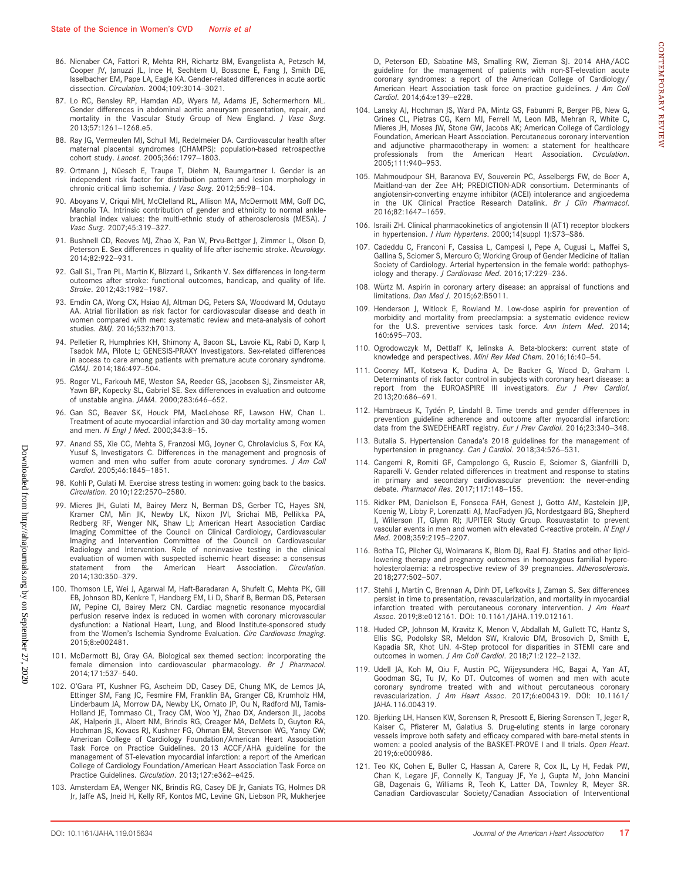86. Nienaber CA, Fattori R, Mehta RH, Richartz BM, Evangelista A, Petzsch M, Cooper JV, Januzzi JL, Ince H, Sechtem U, Bossone E, Fang J, Smith DE, Isselbacher EM, Pape LA, Eagle KA. Gender-related differences in acute aortic dissection. *Circulation*. 2004;109:3014–3021.

87. Lo RC, Bensley RP, Hamdan AD, Wyers M, Adams JE, Schermerhorn ML. Gender differences in abdominal aortic aneurysm presentation, repair, and mortality in the Vascular Study Group of New England. *J Vasc Surg*. 2013;57:1261–1268.e5.

88. Ray JG, Vermeulen MJ, Schull MJ, Redelmeier DA. Cardiovascular health after maternal placental syndromes (CHAMPS): population-based retrospective cohort study. *Lancet*. 2005;366:1797–1803.

89. Ortmann J, Nüesch E, Traupe T, Diehm N, Baumgartner I. Gender is an independent risk factor for distribution pattern and lesion morphology in chronic critical limb ischemia. *J Vasc Surg*. 2012;55:98–104.

90. Aboyans V, Criqui MH, McClelland RL, Allison MA, McDermott MM, Goff DC, Manolio TA. Intrinsic contribution of gender and ethnicity to normal ankle-brachial index values: the multi-ethnic study of atherosclerosis (MESA). *J Vasc Surg*. 2007;45:319–327.

91. Bushnell CD, Reeves MJ, Zhao X, Pan W, Prvu-Bettger J, Zimmer L, Olson D, Peterson E. Sex differences in quality of life after ischemic stroke. *Neurology*. 2014;82:922–931.

92. Gall SL, Tran PL, Martin K, Blizzard L, Srikanth V. Sex differences in long-term outcomes after stroke: functional outcomes, handicap, and quality of life. *Stroke*. 2012;43:1982–1987.

93. Emdin CA, Wong CX, Hsiao AJ, Altman DG, Peters SA, Woodward M, Odutayo AA. Atrial fibrillation as risk factor for cardiovascular disease and death in women compared with men: systematic review and meta-analysis of cohort studies. *BMJ*. 2016;532:h7013.

94. Pelletier R, Humphries KH, Shimony A, Bacon SL, Lavoie KL, Rabi D, Karp I, Tsadok MA, Pilote L; GENESIS-PRAXY Investigators. Sex-related differences in access to care among patients with premature acute coronary syndrome. *CMAJ*. 2014;186:497–504.

95. Roger VL, Farkouh ME, Weston SA, Reeder GS, Jacobsen SJ, Zinsmeister AR, Yawn BP, Kopecky SL, Gabriel SE. Sex differences in evaluation and outcome of unstable angina. *JAMA*. 2000;283:646–652.

96. Gan SC, Beaver SK, Houck PM, MacLehose RF, Lawson HW, Chan L. Treatment of acute myocardial infarction and 30-day mortality among women and men. *N Engl J Med*. 2000;343:8–15.

97. Anand SS, Xie CC, Mehta S, Franzosi MG, Joyner C, Chrolavicius S, Fox KA, Yusuf S, Investigators C. Differences in the management and prognosis of women and men who suffer from acute coronary syndromes. *J Am Coll Cardiol*. 2005;46:1845–1851.

98. Kohli P, Gulati M. Exercise stress testing in women: going back to the basics. *Circulation*. 2010;122:2570–2580.

99. Mieres JH, Gulati M, Bairey Merz N, Berman DS, Gerber TC, Hayes SN, Kramer CM, Min JK, Newby LK, Nixon JVI, Srichai MB, Pellikka PA, Redberg RF, Wenger NK, Shaw LJ; American Heart Association Cardiac Imaging Committee of the Council on Clinical Cardiology, Cardiovascular Imaging and Intervention Committee of the Council on Cardiovascular Radiology and Intervention. Role of noninvasive testing in the clinical evaluation of women with suspected ischemic heart disease: a consensus statement from the American Heart Association. *Circulation*. 2014;130:350–379.

100. Thomson LE, Wei J, Agarwal M, Haft-Baradaran A, Shufelt C, Mehta PK, Gill EB, Johnson BD, Kenkre T, Handberg EM, Li D, Sharif B, Berman DS, Petersen JW, Pepine CJ, Bairey Merz CN. Cardiac magnetic resonance myocardial perfusion reserve index is reduced in women with coronary microvascular dysfunction: a National Heart, Lung, and Blood Institute-sponsored study from the Women's Ischemia Syndrome Evaluation. *Circ Cardiovasc Imaging*. 2015;8:e002481.

101. McDermott BJ, Gray GA. Biological sex themed section: incorporating the female dimension into cardiovascular pharmacology. *Br J Pharmacol*. 2014;171:537–540.

102. O'Gara PT, Kushner FG, Ascheim DD, Casey DE, Chung MK, de Lemos JA, Ettinger SM, Fang JC, Fesmire FM, Franklin BA, Granger CB, Krumholz HM, Linderbaum JA, Morrow DA, Newby LK, Ornato JP, Ou N, Radford MJ, Tamis-Holland JE, Tommaso CL, Tracy CM, Woo YJ, Zhao DX, Anderson JL, Jacobs AK, Halperin JL, Albert NM, Brindis RG, Creager MA, DeMets D, Guyton RA, Hochman JS, Kovacs RJ, Kushner FG, Ohman EM, Stevenson WG, Yancy CW; American College of Cardiology Foundation/American Heart Association Task Force on Practice Guidelines. 2013 ACCF/AHA guideline for the management of ST-elevation myocardial infarction: a report of the American College of Cardiology Foundation/American Heart Association Task Force on Practice Guidelines. *Circulation*. 2013;127:e362–e425.

103. Amsterdam EA, Wenger NK, Brindis RG, Casey DE Jr, Ganiats TG, Holmes DR Jr, Jaffe AS, Jneid H, Kelly RF, Kontos MC, Levine GN, Liebson PR, Mukherjee D, Peterson ED, Sabatine MS, Smalling RW, Zieman SJ. 2014 AHA/ACC guideline for the management of patients with non-ST-elevation acute coronary syndromes: a report of the American College of Cardiology/American Heart Association task force on practice guidelines. *J Am Coll Cardiol*. 2014;64:e139–e228.

104. Lansky AJ, Hochman JS, Ward PA, Mintz GS, Fabunmi R, Berger PB, New G, Grines CL, Pietras CG, Kern MJ, Ferrell M, Leon MB, Mehran R, White C, Mieres JH, Moses JW, Stone GW, Jacobs AK; American College of Cardiology Foundation, American Heart Association. Percutaneous coronary intervention and adjunctive pharmacotherapy in women: a statement for healthcare professionals from the American Heart Association. *Circulation*. 2005;111:940–953.

105. Mahmoudpour SH, Baranova EV, Souverein PC, Asselbergs FW, de Boer A, Maitland-van der Zee AH; PREDICTION-ADR consortium. Determinants of angiotensin-converting enzyme inhibitor (ACEI) intolerance and angioedema in the UK Clinical Practice Research Datalink. *Br J Clin Pharmacol*. 2016;82:1647–1659.

106. Israili ZH. Clinical pharmacokinetics of angiotensin II (AT1) receptor blockers in hypertension. *J Hum Hypertens*. 2000;14(suppl 1):S73–S86.

107. Cadeddu C, Franconi F, Cassisa L, Campesi I, Pepe A, Cugusi L, Maffei S, Gallina S, Sciomer S, Mercuro G; Working Group of Gender Medicine of Italian Society of Cardiology. Arterial hypertension in the female world: pathophysiology and therapy. *J Cardiovasc Med*. 2016;17:229–236.

108. Würtz M. Aspirin in coronary artery disease: an appraisal of functions and limitations. *Dan Med J*. 2015;62:B5011.

109. Henderson J, Witlock E, Rowland M. Low-dose aspirin for prevention of morbidity and mortality from preeclampsia: a systematic evidence review for the U.S. preventive services task force. *Ann Intern Med*. 2014;160:695–703.

110. Ogrodowczyk M, Dettlaff K, Jelinska A. Beta-blockers: current state of knowledge and perspectives. *Mini Rev Med Chem*. 2016;16:40–54.

111. Cooney MT, Kotseva K, Dudina A, De Backer G, Wood D, Graham I. Determinants of risk factor control in subjects with coronary heart disease: a report from the EUROASPIRE III investigators. *Eur J Prev Cardiol*. 2013;20:686–691.

112. Hambraeus K, Tydén P, Lindahl B. Time trends and gender differences in prevention guideline adherence and outcome after myocardial infarction: data from the SWEDEHEART registry. *Eur J Prev Cardiol*. 2016;23:340–348.

113. Butalia S. Hypertension Canada's 2018 guidelines for the management of hypertension in pregnancy. *Can J Cardiol*. 2018;34:526–531.

114. Cangemi R, Romiti GF, Campolongo G, Ruscio E, Sciomer S, Gianfrilli D, Raparelli V. Gender related differences in treatment and response to statins in primary and secondary cardiovascular prevention: the never-ending debate. *Pharmacol Res*. 2017;117:148–155.

115. Ridker PM, Danielson E, Fonseca FAH, Genest J, Gotto AM, Kastelein JJP, Koenig W, Libby P, Lorenzatti AJ, MacFadyen JG, Nordestgaard BG, Shepherd J, Willerson JT, Glynn RJ; JUPITER Study Group. Rosuvastatin to prevent vascular events in men and women with elevated C-reactive protein. *N Engl J Med*. 2008;359:2195–2207.

116. Botha TC, Pilcher GJ, Wolmarans K, Blom DJ, Raal FJ. Statins and other lipid-lowering therapy and pregnancy outcomes in homozygous familial hypercholesterolaemia: a retrospective review of 39 pregnancies. *Atherosclerosis*. 2018;277:502–507.

117. Stehli J, Martin C, Brennan A, Dinh DT, Lefkovits J, Zaman S. Sex differences persist in time to presentation, revascularization, and mortality in myocardial infarction treated with percutaneous coronary intervention. *J Am Heart Assoc*. 2019;8:e012161. DOI: 10.1161/JAHA.119.012161.

118. Huded CP, Johnson M, Kravitz K, Menon V, Abdallah M, Gullett TC, Hantz S, Ellis SG, Podolsky SR, Meldon SW, Kralovic DM, Brosovich D, Smith E, Kapadia SR, Khot UN. 4-Step protocol for disparities in STEMI care and outcomes in women. *J Am Coll Cardiol*. 2018;71:2122–2132.

119. Udell JA, Koh M, Qiu F, Austin PC, Wijeysundera HC, Bagai A, Yan AT, Goodman SG, Tu JV, Ko DT. Outcomes of women and men with acute coronary syndrome treated with and without percutaneous coronary revascularization. *J Am Heart Assoc*. 2017;6:e004319. DOI: 10.1161/JAHA.116.004319.

120. Bjerking LH, Hansen KW, Sorensen R, Prescott E, Biering-Sorensen T, Jeger R, Kaiser C, Pfisterer M, Galatius S. Drug-eluting stents in large coronary vessels improve both safety and efficacy compared with bare-metal stents in women: a pooled analysis of the BASKET-PROVE I and II trials. *Open Heart*. 2019;6:e000986.

121. Teo KK, Cohen E, Buller C, Hassan A, Carere R, Cox JL, Ly H, Fedak PW, Chan K, Legare JF, Connelly K, Tanguay JF, Ye J, Gupta M, John Mancini GB, Dagenais G, Williams R, Teoh K, Latter DA, Townley R, Meyer SR. Canadian Cardiovascular Society/Canadian Association of Interventional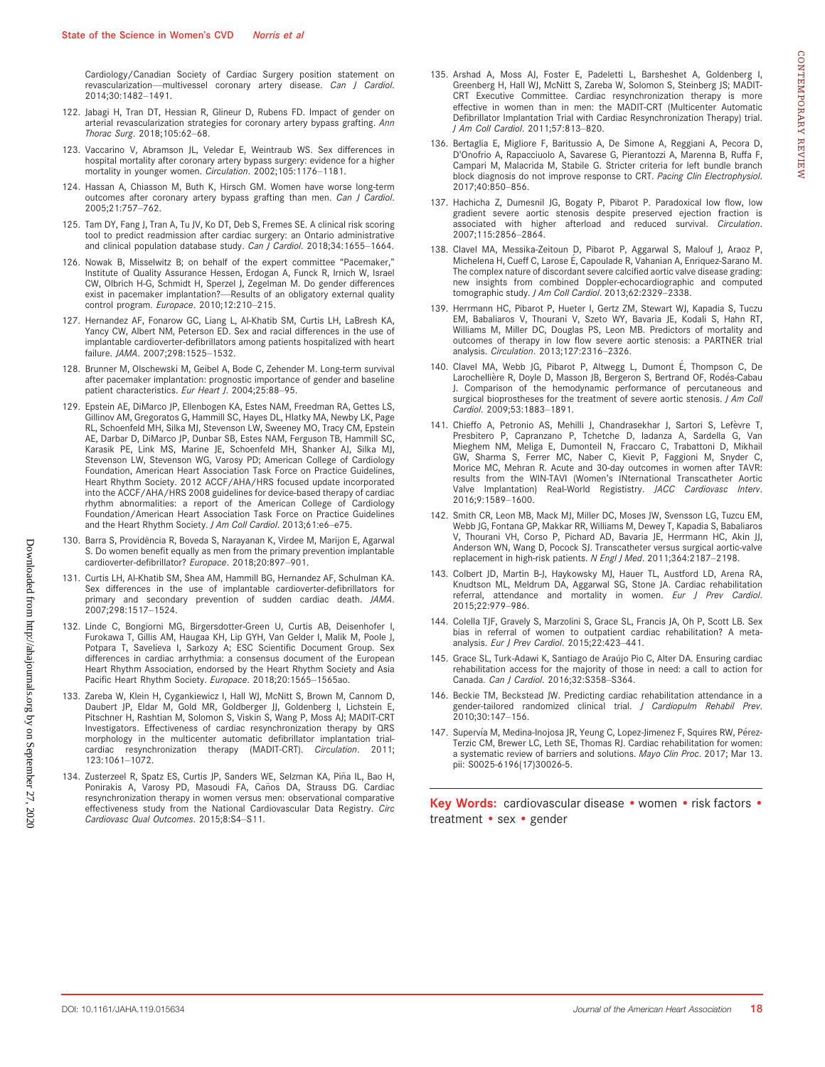Cardiology/Canadian Society of Cardiac Surgery position statement on revascularization—multivessel coronary artery disease. *Can J Cardiol*. 2014;30:1482–1491.

122. Jabagi H, Tran DT, Hessian R, Glineur D, Rubens FD. Impact of gender on arterial revascularization strategies for coronary artery bypass grafting. *Ann Thorac Surg*. 2018;105:62–68.

123. Vaccarino V, Abramson JL, Veledar E, Weintraub WS. Sex differences in hospital mortality after coronary artery bypass surgery: evidence for a higher mortality in younger women. *Circulation*. 2002;105:1176–1181.

124. Hassan A, Chiasson M, Buth K, Hirsch GM. Women have worse long-term outcomes after coronary artery bypass grafting than men. *Can J Cardiol*. 2005;21:757–762.

125. Tam DY, Fang J, Tran A, Tu JV, Ko DT, Deb S, Fremes SE. A clinical risk scoring tool to predict readmission after cardiac surgery: an Ontario administrative and clinical population database study. *Can J Cardiol*. 2018;34:1655–1664.

126. Nowak B, Misselwitz B; on behalf of the expert committee "Pacemaker," Institute of Quality Assurance Hessen, Erdogan A, Funck R, Irnich W, Israel CW, Olbrich H-G, Schmidt H, Sperzel J, Zegelman M. Do gender differences exist in pacemaker implantation?—Results of an obligatory external quality control program. *Europace*. 2010;12:210–215.

127. Hernandez AF, Fonarow GC, Liang L, Al-Khatib SM, Curtis LH, LaBresh KA, Yancy CW, Albert NM, Peterson ED. Sex and racial differences in the use of implantable cardioverter-defibrillators among patients hospitalized with heart failure. *JAMA*. 2007;298:1525–1532.

128. Brunner M, Olschewski M, Geibel A, Bode C, Zehender M. Long-term survival after pacemaker implantation: prognostic importance of gender and baseline patient characteristics. *Eur Heart J*. 2004;25:88–95.

129. Epstein AE, DiMarco JP, Ellenbogen KA, Estes NAM, Freedman RA, Gettes LS, Gillinov AM, Gregoratos G, Hammill SC, Hayes DL, Hlatky MA, Newby LK, Page RL, Schoenfeld MH, Silka MJ, Stevenson LW, Sweeney MO, Tracy CM, Epstein AE, Darbar D, DiMarco JP, Dunbar SB, Estes NAM, Ferguson TB, Hammill SC, Karasik PE, Link MS, Marine JE, Schoenfeld MH, Shanker AJ, Silka MJ, Stevenson LW, Stevenson WG, Varosy PD; American College of Cardiology Foundation, American Heart Association Task Force on Practice Guidelines, Heart Rhythm Society. 2012 ACCF/AHA/HRS focused update incorporated into the ACCF/AHA/HRS 2008 guidelines for device-based therapy of cardiac rhythm abnormalities: a report of the American College of Cardiology Foundation/American Heart Association Task Force on Practice Guidelines and the Heart Rhythm Society. *J Am Coll Cardiol*. 2013;61:e6–e75.

130. Barra S, Providência R, Boveda S, Narayanan K, Virdee M, Marijon E, Agarwal S. Do women benefit equally as men from the primary prevention implantable cardioverter-defibrillator? *Europace*. 2018;20:897–901.

131. Curtis LH, Al-Khatib SM, Shea AM, Hammill BG, Hernandez AF, Schulman KA. Sex differences in the use of implantable cardioverter-defibrillators for primary and secondary prevention of sudden cardiac death. *JAMA*. 2007;298:1517–1524.

132. Linde C, Bongiorni MG, Birgersdotter-Green U, Curtis AB, Deisenhofer I, Furokawa T, Gillis AM, Haugaa KH, Lip GYH, Van Gelder I, Malik M, Poole J, Potpara T, Savelieva I, Sarkozy A; ESC Scientific Document Group. Sex differences in cardiac arrhythmia: a consensus document of the European Heart Rhythm Association, endorsed by the Heart Rhythm Society and Asia Pacific Heart Rhythm Society. *Europace*. 2018;20:1565–1565ao.

133. Zareba W, Klein H, Cygankiewicz I, Hall WJ, McNitt S, Brown M, Cannom D, Daubert JP, Eldar M, Gold MR, Goldberger JJ, Goldenberg I, Lichstein E, Pitschner H, Rashtian M, Solomon S, Viskin S, Wang P, Moss AJ; MADIT-CRT Investigators. Effectiveness of cardiac resynchronization therapy by QRS morphology in the multicenter automatic defibrillator implantation trial-cardiac resynchronization therapy (MADIT-CRT). *Circulation*. 2011; 123:1061–1072.

134. Zusterzeel R, Spatz ES, Curtis JP, Sanders WE, Selzman KA, Piña IL, Bao H, Ponirakis A, Varosy PD, Masoudi FA, Caños DA, Strauss DG. Cardiac resynchronization therapy in women versus men: observational comparative effectiveness study from the National Cardiovascular Data Registry. *Circ Cardiovasc Qual Outcomes*. 2015;8:S4–S11.

135. Arshad A, Moss AJ, Foster E, Padeletti L, Barsheshet A, Goldenberg I, Greenberg H, Hall WJ, McNitt S, Zareba W, Solomon S, Steinberg JS; MADIT-CRT Executive Committee. Cardiac resynchronization therapy is more effective in women than in men: the MADIT-CRT (Multicenter Automatic Defibrillator Implantation Trial with Cardiac Resynchronization Therapy) trial. *J Am Coll Cardiol*. 2011;57:813–820.

136. Bertaglia E, Migliore F, Baritussio A, De Simone A, Reggiani A, Pecora D, D'Onofrio A, Rapacciuolo A, Savarese G, Pierantozzi A, Marenna B, Ruffa F, Campari M, Malacrida M, Stabile G. Stricter criteria for left bundle branch block diagnosis do not improve response to CRT. *Pacing Clin Electrophysiol*. 2017;40:850–856.

137. Hachicha Z, Dumesnil JG, Bogaty P, Pibarot P. Paradoxical low flow, low gradient severe aortic stenosis despite preserved ejection fraction is associated with higher afterload and reduced survival. *Circulation*. 2007;115:2856–2864.

138. Clavel MA, Messika-Zeitoun D, Pibarot P, Aggarwal S, Malouf J, Araoz P, Michelena H, Cueff C, Larose É, Capoulade R, Vahanian A, Enriquez-Sarano M. The complex nature of discordant severe calcified aortic valve disease grading: new insights from combined Doppler-echocardiographic and computed tomographic study. *J Am Coll Cardiol*. 2013;62:2329–2338.

139. Herrmann HC, Pibarot P, Hueter I, Gertz ZM, Stewart WJ, Kapadia S, Tuczu EM, Babaliaros V, Thourani V, Szeto WY, Bavaria JE, Kodali S, Hahn RT, Williams M, Miller DC, Douglas PS, Leon MB. Predictors of mortality and outcomes of therapy in low flow severe aortic stenosis: a PARTNER trial analysis. *Circulation*. 2013;127:2316–2326.

140. Clavel MA, Webb JG, Pibarot P, Altwegg L, Dumont É, Thompson C, De Larochellière R, Doyle D, Masson JB, Bergeron S, Bertrand OF, Rodés-Cabau J. Comparison of the hemodynamic performance of percutaneous and surgical bioprostheses for the treatment of severe aortic stenosis. *J Am Coll Cardiol*. 2009;53:1883–1891.

141. Chieffo A, Petronio AS, Mehilli J, Chandrasekhar J, Sartori S, Lefèvre T, Presbitero P, Capranzano P, Tchetche D, Iadanza A, Sardella G, Van Mieghem NM, Meliga E, Dumonteil N, Fraccaro C, Trabattoni D, Mikhail GW, Sharma S, Ferrer MC, Naber C, Kievit P, Faggioni M, Snyder C, Morice MC, Mehran R. Acute and 30-day outcomes in women after TAVR: results from the WIN-TAVI (Women's INternational Transcatheter Aortic Valve Implantation) Real-World Regististry. *JACC Cardiovasc Interv*. 2016;9:1589–1600.

142. Smith CR, Leon MB, Mack MJ, Miller DC, Moses JW, Svensson LG, Tuzcu EM, Webb JG, Fontana GP, Makkar RR, Williams M, Dewey T, Kapadia S, Babaliaros V, Thourani VH, Corso P, Pichard AD, Bavaria JE, Herrmann HC, Akin JJ, Anderson WN, Wang D, Pocock SJ. Transcatheter versus surgical aortic-valve replacement in high-risk patients. *N Engl J Med*. 2011;364:2187–2198.

143. Colbert JD, Martin B-J, Haykowsky MJ, Hauer TL, Austford LD, Arena RA, Knudtson ML, Meldrum DA, Aggarwal SG, Stone JA. Cardiac rehabilitation referral, attendance and mortality in women. *Eur J Prev Cardiol*. 2015;22:979–986.

144. Colella TJF, Gravely S, Marzolini S, Grace SL, Francis JA, Oh P, Scott LB. Sex bias in referral of women to outpatient cardiac rehabilitation? A meta-analysis. *Eur J Prev Cardiol*. 2015;22:423–441.

145. Grace SL, Turk-Adawi K, Santiago de Araújo Pio C, Alter DA. Ensuring cardiac rehabilitation access for the majority of those in need: a call to action for Canada. *Can J Cardiol*. 2016;32:S358–S364.

146. Beckie TM, Beckstead JW. Predicting cardiac rehabilitation attendance in a gender-tailored randomized clinical trial. *J Cardiopulm Rehabil Prev*. 2010;30:147–156.

147. Supervía M, Medina-Inojosa JR, Yeung C, Lopez-Jimenez F, Squires RW, Pérez-Terzic CM, Brewer LC, Leth SE, Thomas RJ. Cardiac rehabilitation for women: a systematic review of barriers and solutions. *Mayo Clin Proc*. 2017; Mar 13. pii: S0025-6196(17)30026-5.

**Key Words:** cardiovascular disease • women • risk factors • treatment • sex • gender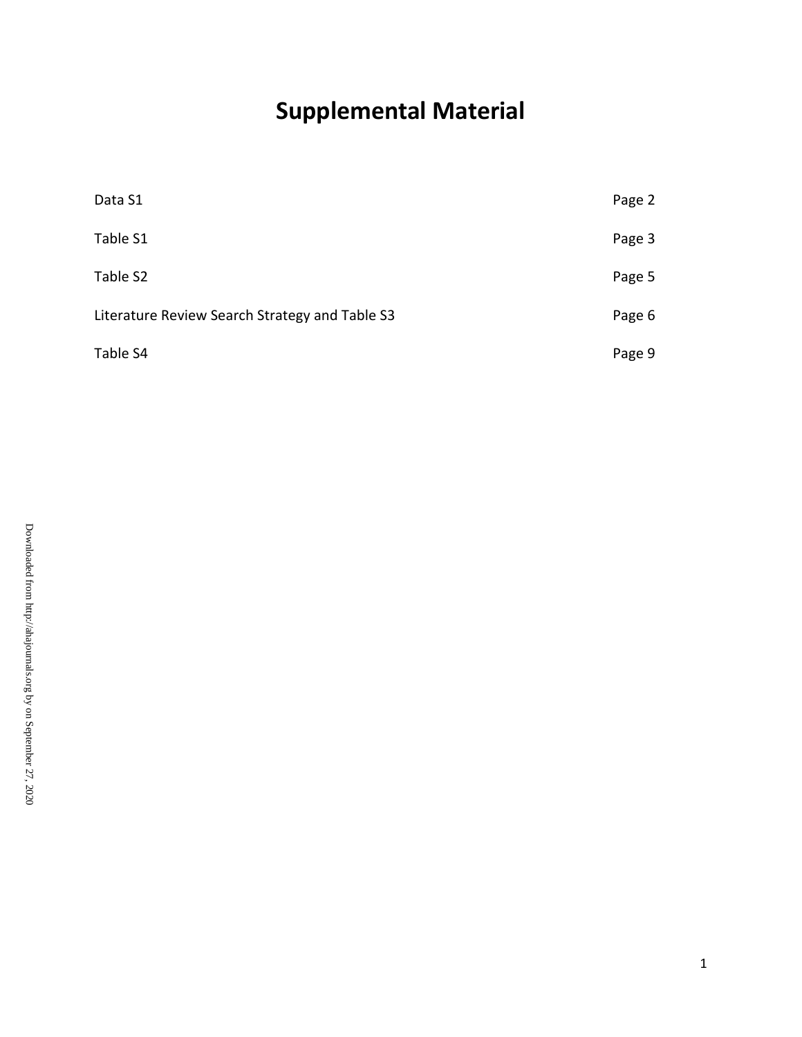# Supplemental Material

| | |
|---|---|
| Data S1 | Page 2 |
| Table S1 | Page 3 |
| Table S2 | Page 5 |
| Literature Review Search Strategy and Table S3 | Page 6 |
| Table S4 | Page 9 |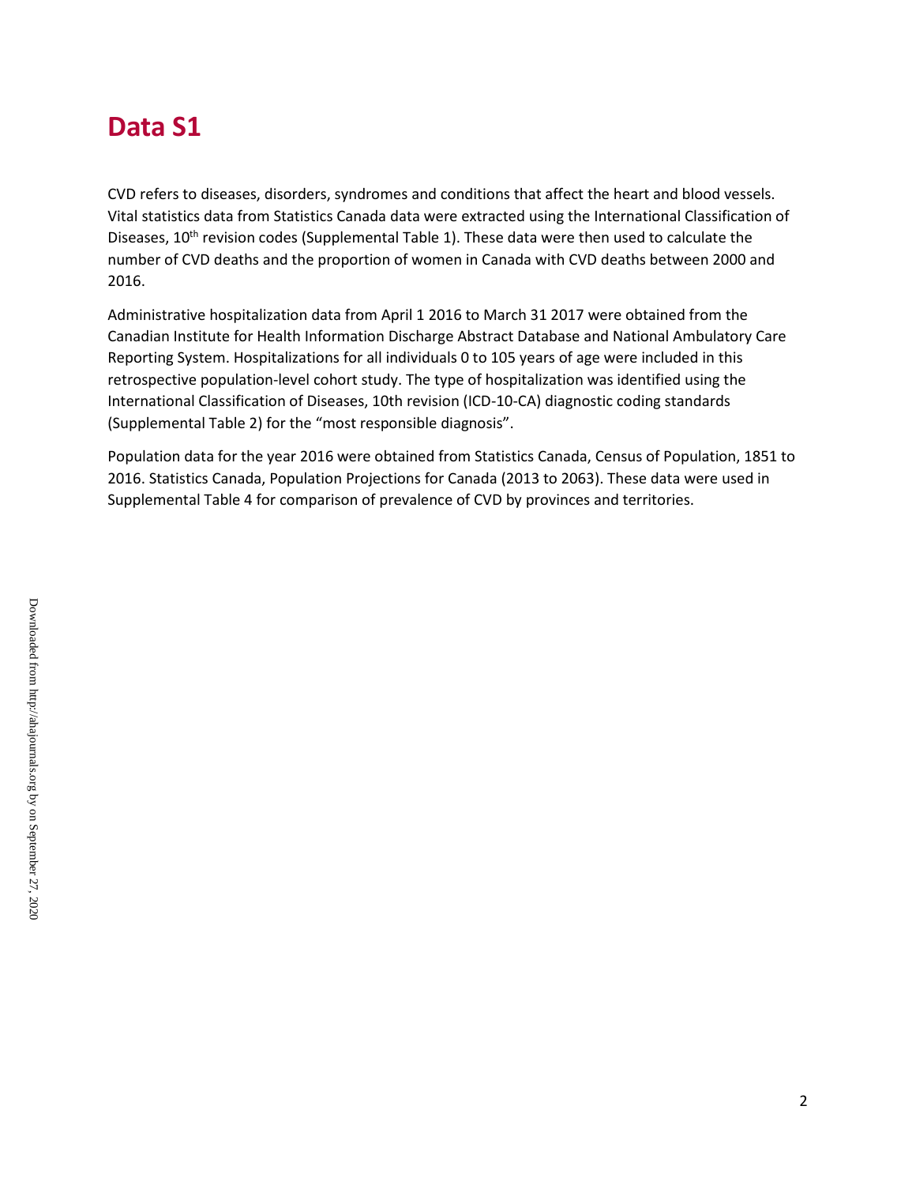# Data S1

CVD refers to diseases, disorders, syndromes and conditions that affect the heart and blood vessels. Vital statistics data from Statistics Canada data were extracted using the International Classification of Diseases, 10th revision codes (Supplemental Table 1). These data were then used to calculate the number of CVD deaths and the proportion of women in Canada with CVD deaths between 2000 and 2016.

Administrative hospitalization data from April 1 2016 to March 31 2017 were obtained from the Canadian Institute for Health Information Discharge Abstract Database and National Ambulatory Care Reporting System. Hospitalizations for all individuals 0 to 105 years of age were included in this retrospective population-level cohort study. The type of hospitalization was identified using the International Classification of Diseases, 10th revision (ICD-10-CA) diagnostic coding standards (Supplemental Table 2) for the "most responsible diagnosis".

Population data for the year 2016 were obtained from Statistics Canada, Census of Population, 1851 to 2016. Statistics Canada, Population Projections for Canada (2013 to 2063). These data were used in Supplemental Table 4 for comparison of prevalence of CVD by provinces and territories.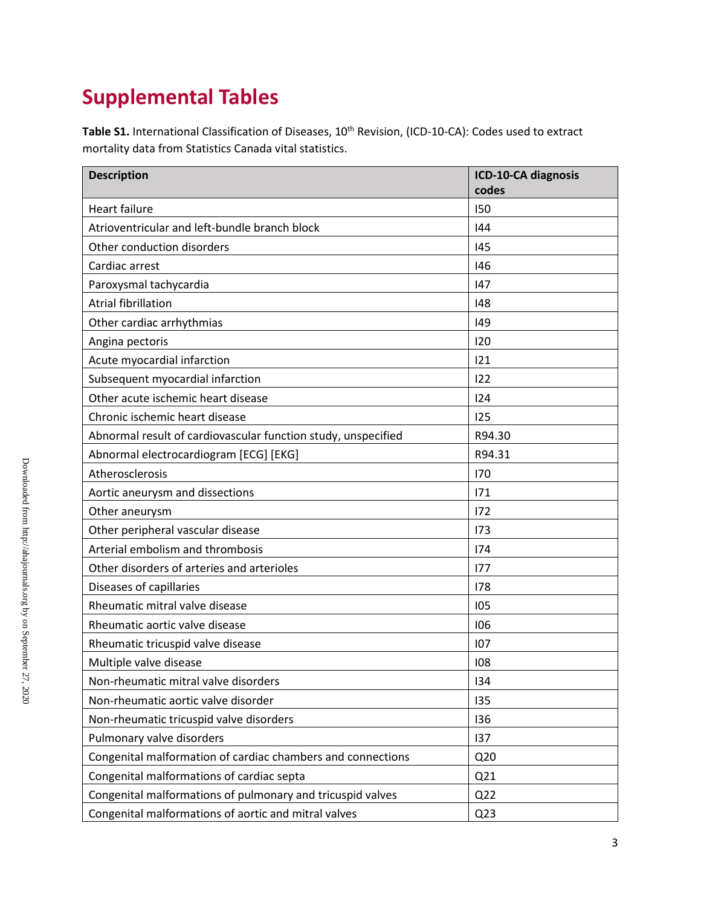# Supplemental Tables

**Table S1.** International Classification of Diseases, 10th Revision, (ICD-10-CA): Codes used to extract mortality data from Statistics Canada vital statistics.

| Description | ICD-10-CA diagnosis codes |
|---|---|
| Heart failure | I50 |
| Atrioventricular and left-bundle branch block | I44 |
| Other conduction disorders | I45 |
| Cardiac arrest | I46 |
| Paroxysmal tachycardia | I47 |
| Atrial fibrillation | I48 |
| Other cardiac arrhythmias | I49 |
| Angina pectoris | I20 |
| Acute myocardial infarction | I21 |
| Subsequent myocardial infarction | I22 |
| Other acute ischemic heart disease | I24 |
| Chronic ischemic heart disease | I25 |
| Abnormal result of cardiovascular function study, unspecified | R94.30 |
| Abnormal electrocardiogram [ECG] [EKG] | R94.31 |
| Atherosclerosis | I70 |
| Aortic aneurysm and dissections | I71 |
| Other aneurysm | I72 |
| Other peripheral vascular disease | I73 |
| Arterial embolism and thrombosis | I74 |
| Other disorders of arteries and arterioles | I77 |
| Diseases of capillaries | I78 |
| Rheumatic mitral valve disease | I05 |
| Rheumatic aortic valve disease | I06 |
| Rheumatic tricuspid valve disease | I07 |
| Multiple valve disease | I08 |
| Non-rheumatic mitral valve disorders | I34 |
| Non-rheumatic aortic valve disorder | I35 |
| Non-rheumatic tricuspid valve disorders | I36 |
| Pulmonary valve disorders | I37 |
| Congenital malformation of cardiac chambers and connections | Q20 |
| Congenital malformations of cardiac septa | Q21 |
| Congenital malformations of pulmonary and tricuspid valves | Q22 |
| Congenital malformations of aortic and mitral valves | Q23 |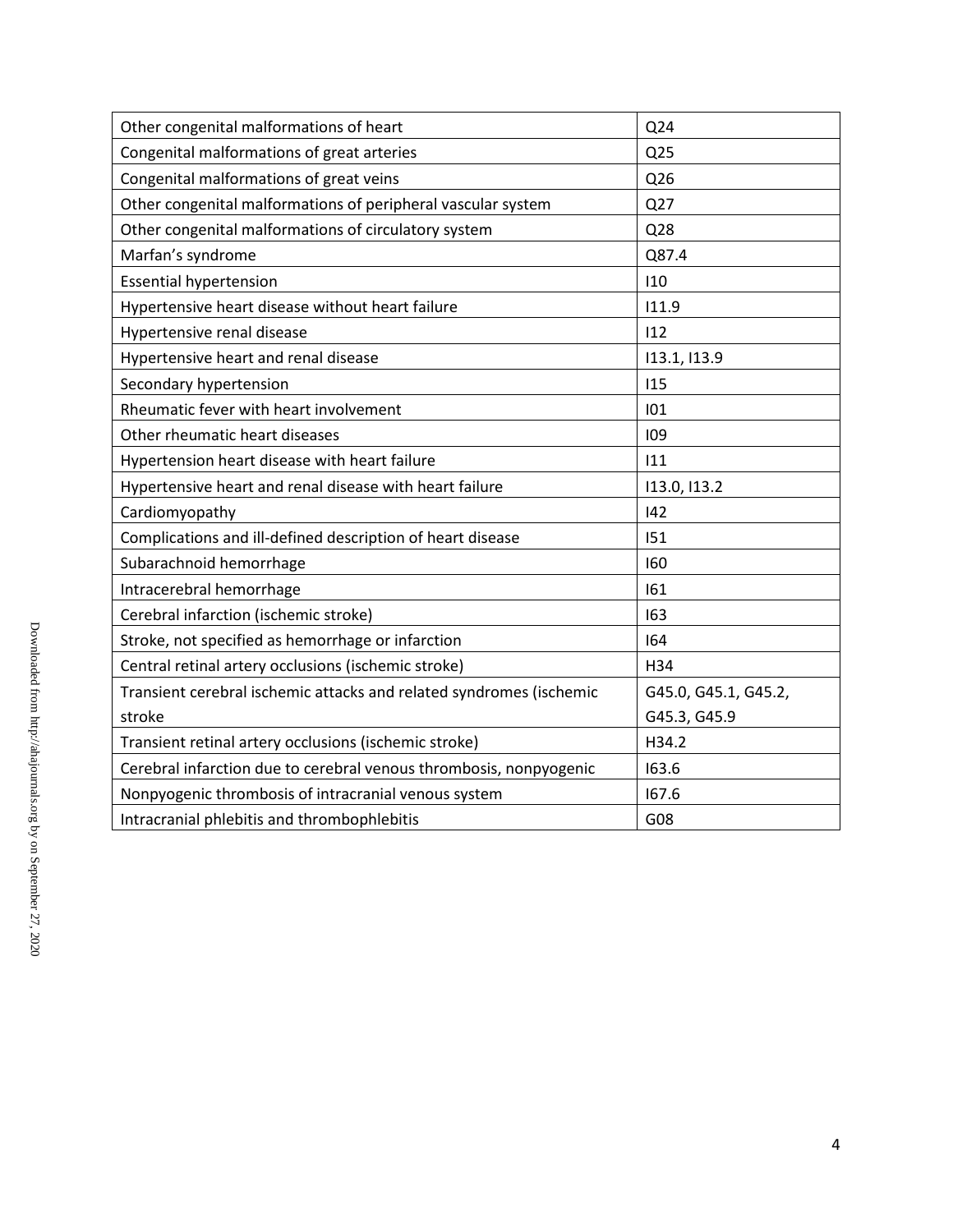| Other congenital malformations of heart | Q24 |
|---|---|
| Congenital malformations of great arteries | Q25 |
| Congenital malformations of great veins | Q26 |
| Other congenital malformations of peripheral vascular system | Q27 |
| Other congenital malformations of circulatory system | Q28 |
| Marfan's syndrome | Q87.4 |
| Essential hypertension | I10 |
| Hypertensive heart disease without heart failure | I11.9 |
| Hypertensive renal disease | I12 |
| Hypertensive heart and renal disease | I13.1, I13.9 |
| Secondary hypertension | I15 |
| Rheumatic fever with heart involvement | I01 |
| Other rheumatic heart diseases | I09 |
| Hypertension heart disease with heart failure | I11 |
| Hypertensive heart and renal disease with heart failure | I13.0, I13.2 |
| Cardiomyopathy | I42 |
| Complications and ill-defined description of heart disease | I51 |
| Subarachnoid hemorrhage | I60 |
| Intracerebral hemorrhage | I61 |
| Cerebral infarction (ischemic stroke) | I63 |
| Stroke, not specified as hemorrhage or infarction | I64 |
| Central retinal artery occlusions (ischemic stroke) | H34 |
| Transient cerebral ischemic attacks and related syndromes (ischemic stroke | G45.0, G45.1, G45.2, G45.3, G45.9 |
| Transient retinal artery occlusions (ischemic stroke) | H34.2 |
| Cerebral infarction due to cerebral venous thrombosis, nonpyogenic | I63.6 |
| Nonpyogenic thrombosis of intracranial venous system | I67.6 |
| Intracranial phlebitis and thrombophlebitis | G08 |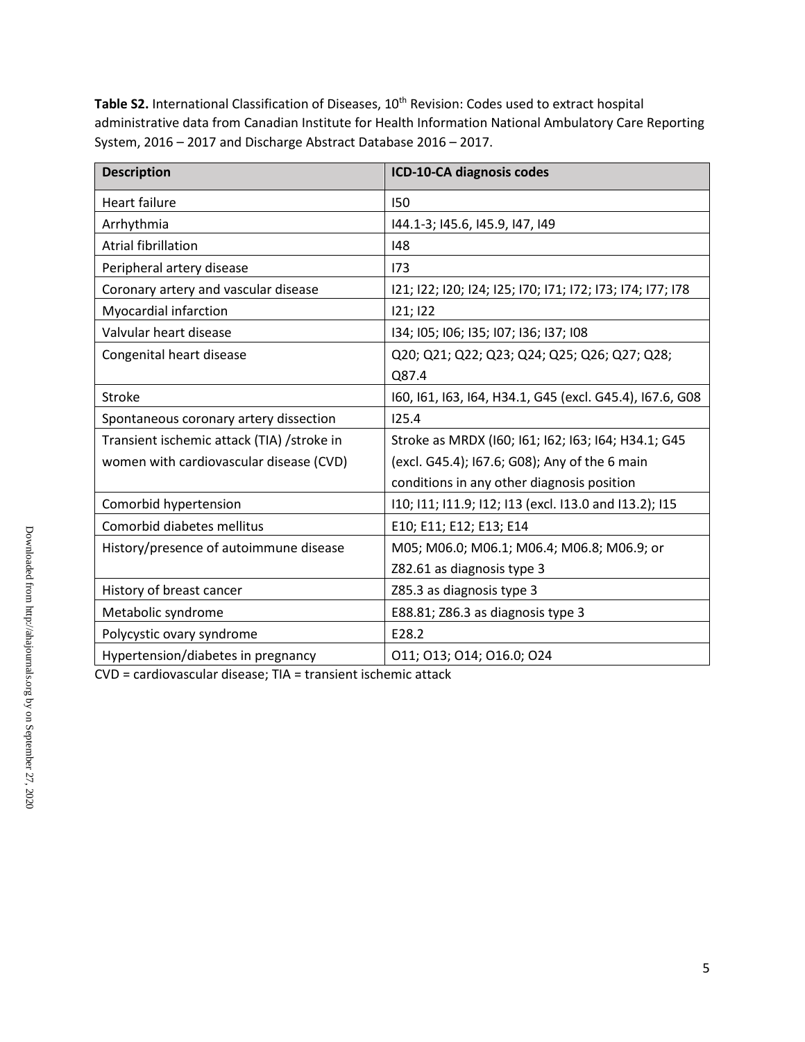**Table S2.** International Classification of Diseases, 10th Revision: Codes used to extract hospital administrative data from Canadian Institute for Health Information National Ambulatory Care Reporting System, 2016 – 2017 and Discharge Abstract Database 2016 – 2017.

| Description | ICD-10-CA diagnosis codes |
|---|---|
| Heart failure | I50 |
| Arrhythmia | I44.1-3; I45.6, I45.9, I47, I49 |
| Atrial fibrillation | I48 |
| Peripheral artery disease | I73 |
| Coronary artery and vascular disease | I21; I22; I20; I24; I25; I70; I71; I72; I73; I74; I77; I78 |
| Myocardial infarction | I21; I22 |
| Valvular heart disease | I34; I05; I06; I35; I07; I36; I37; I08 |
| Congenital heart disease | Q20; Q21; Q22; Q23; Q24; Q25; Q26; Q27; Q28; Q87.4 |
| Stroke | I60, I61, I63, I64, H34.1, G45 (excl. G45.4), I67.6, G08 |
| Spontaneous coronary artery dissection | I25.4 |
| Transient ischemic attack (TIA) /stroke in women with cardiovascular disease (CVD) | Stroke as MRDX (I60; I61; I62; I63; I64; H34.1; G45 (excl. G45.4); I67.6; G08); Any of the 6 main conditions in any other diagnosis position |
| Comorbid hypertension | I10; I11; I11.9; I12; I13 (excl. I13.0 and I13.2); I15 |
| Comorbid diabetes mellitus | E10; E11; E12; E13; E14 |
| History/presence of autoimmune disease | M05; M06.0; M06.1; M06.4; M06.8; M06.9; or Z82.61 as diagnosis type 3 |
| History of breast cancer | Z85.3 as diagnosis type 3 |
| Metabolic syndrome | E88.81; Z86.3 as diagnosis type 3 |
| Polycystic ovary syndrome | E28.2 |
| Hypertension/diabetes in pregnancy | O11; O13; O14; O16.0; O24 |

CVD = cardiovascular disease; TIA = transient ischemic attack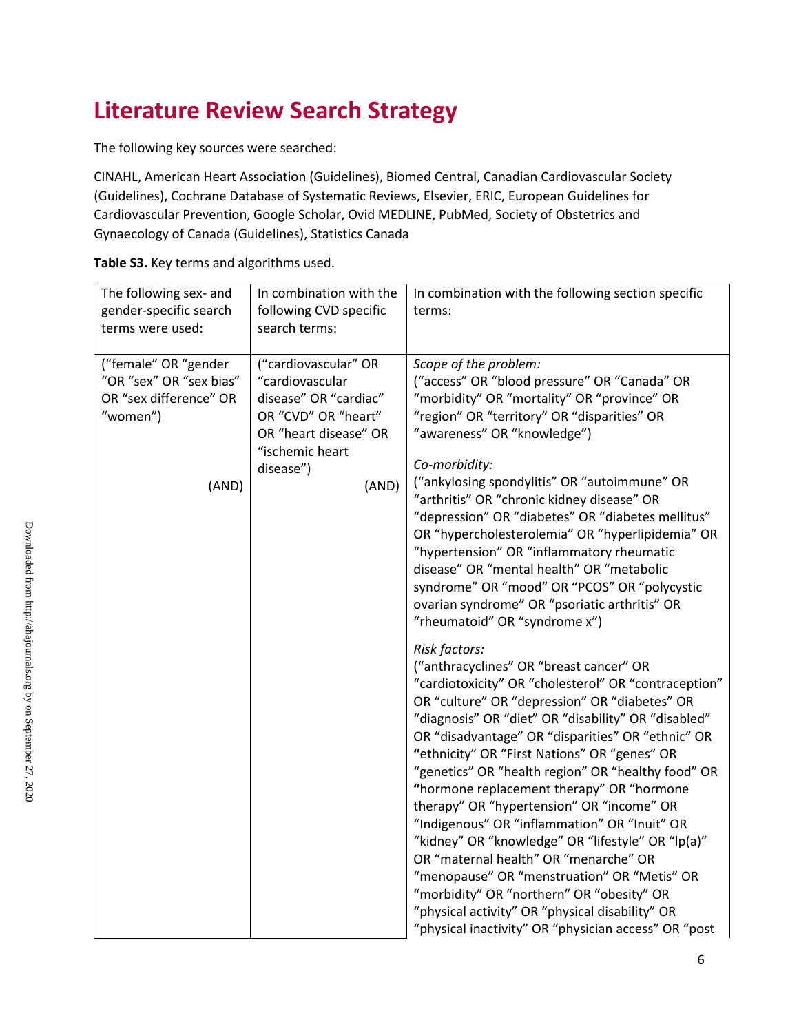# Literature Review Search Strategy

The following key sources were searched:

CINAHL, American Heart Association (Guidelines), Biomed Central, Canadian Cardiovascular Society (Guidelines), Cochrane Database of Systematic Reviews, Elsevier, ERIC, European Guidelines for Cardiovascular Prevention, Google Scholar, Ovid MEDLINE, PubMed, Society of Obstetrics and Gynaecology of Canada (Guidelines), Statistics Canada

**Table S3.** Key terms and algorithms used.

| The following sex- and gender-specific search terms were used: | In combination with the following CVD specific search terms: | In combination with the following section specific terms: |
|---|---|---|
| ("female" OR "gender "OR "sex" OR "sex bias" OR "sex difference" OR "women") (AND) | ("cardiovascular" OR "cardiovascular disease" OR "cardiac" OR "CVD" OR "heart" OR "heart disease" OR "ischemic heart disease") (AND) | *Scope of the problem:* ("access" OR "blood pressure" OR "Canada" OR "morbidity" OR "mortality" OR "province" OR "region" OR "territory" OR "disparities" OR "awareness" OR "knowledge")<br><br>*Co-morbidity:* ("ankylosing spondylitis" OR "autoimmune" OR "arthritis" OR "chronic kidney disease" OR "depression" OR "diabetes" OR "diabetes mellitus" OR "hypercholesterolemia" OR "hyperlipidemia" OR "hypertension" OR "inflammatory rheumatic disease" OR "mental health" OR "metabolic syndrome" OR "mood" OR "PCOS" OR "polycystic ovarian syndrome" OR "psoriatic arthritis" OR "rheumatoid" OR "syndrome x")<br><br>*Risk factors:* ("anthracyclines" OR "breast cancer" OR "cardiotoxicity" OR "cholesterol" OR "contraception" OR "culture" OR "depression" OR "diabetes" OR "diagnosis" OR "diet" OR "disability" OR "disabled" OR "disadvantage" OR "disparities" OR "ethnic" OR "ethnicity" OR "First Nations" OR "genes" OR "genetics" OR "health region" OR "healthy food" OR "hormone replacement therapy" OR "hormone therapy" OR "hypertension" OR "income" OR "Indigenous" OR "inflammation" OR "Inuit" OR "kidney" OR "knowledge" OR "lifestyle" OR "lp(a)" OR "maternal health" OR "menarche" OR "menopause" OR "menstruation" OR "Metis" OR "morbidity" OR "northern" OR "obesity" OR "physical activity" OR "physical disability" OR "physical inactivity" OR "physician access" OR "post |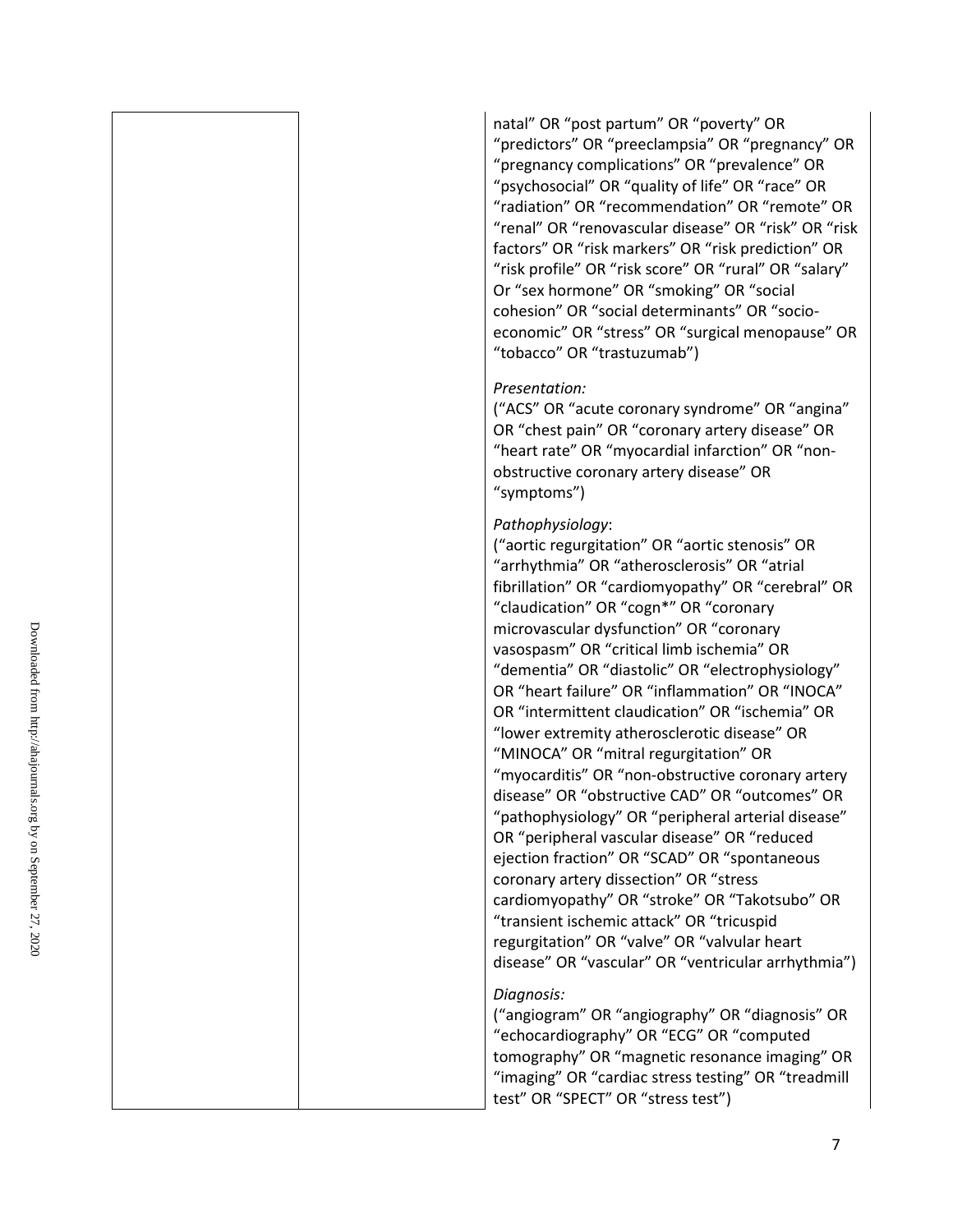| | | natal" OR "post partum" OR "poverty" OR "predictors" OR "preeclampsia" OR "pregnancy" OR "pregnancy complications" OR "prevalence" OR "psychosocial" OR "quality of life" OR "race" OR "radiation" OR "recommendation" OR "remote" OR "renal" OR "renovascular disease" OR "risk" OR "risk factors" OR "risk markers" OR "risk prediction" OR "risk profile" OR "risk score" OR "rural" OR "salary" Or "sex hormone" OR "smoking" OR "social cohesion" OR "social determinants" OR "socio-economic" OR "stress" OR "surgical menopause" OR "tobacco" OR "trastuzumab")<br><br>*Presentation:*<br>("ACS" OR "acute coronary syndrome" OR "angina" OR "chest pain" OR "coronary artery disease" OR "heart rate" OR "myocardial infarction" OR "non-obstructive coronary artery disease" OR "symptoms")<br><br>*Pathophysiology*:<br>("aortic regurgitation" OR "aortic stenosis" OR "arrhythmia" OR "atherosclerosis" OR "atrial fibrillation" OR "cardiomyopathy" OR "cerebral" OR "claudication" OR "cogn*" OR "coronary microvascular dysfunction" OR "coronary vasospasm" OR "critical limb ischemia" OR "dementia" OR "diastolic" OR "electrophysiology" OR "heart failure" OR "inflammation" OR "INOCA" OR "intermittent claudication" OR "ischemia" OR "lower extremity atherosclerotic disease" OR "MINOCA" OR "mitral regurgitation" OR "myocarditis" OR "non-obstructive coronary artery disease" OR "obstructive CAD" OR "outcomes" OR "pathophysiology" OR "peripheral arterial disease" OR "peripheral vascular disease" OR "reduced ejection fraction" OR "SCAD" OR "spontaneous coronary artery dissection" OR "stress cardiomyopathy" OR "stroke" OR "Takotsubo" OR "transient ischemic attack" OR "tricuspid regurgitation" OR "valve" OR "valvular heart disease" OR "vascular" OR "ventricular arrhythmia")<br><br>*Diagnosis:*<br>("angiogram" OR "angiography" OR "diagnosis" OR "echocardiography" OR "ECG" OR "computed tomography" OR "magnetic resonance imaging" OR "imaging" OR "cardiac stress testing" OR "treadmill test" OR "SPECT" OR "stress test") |
|---|---|---|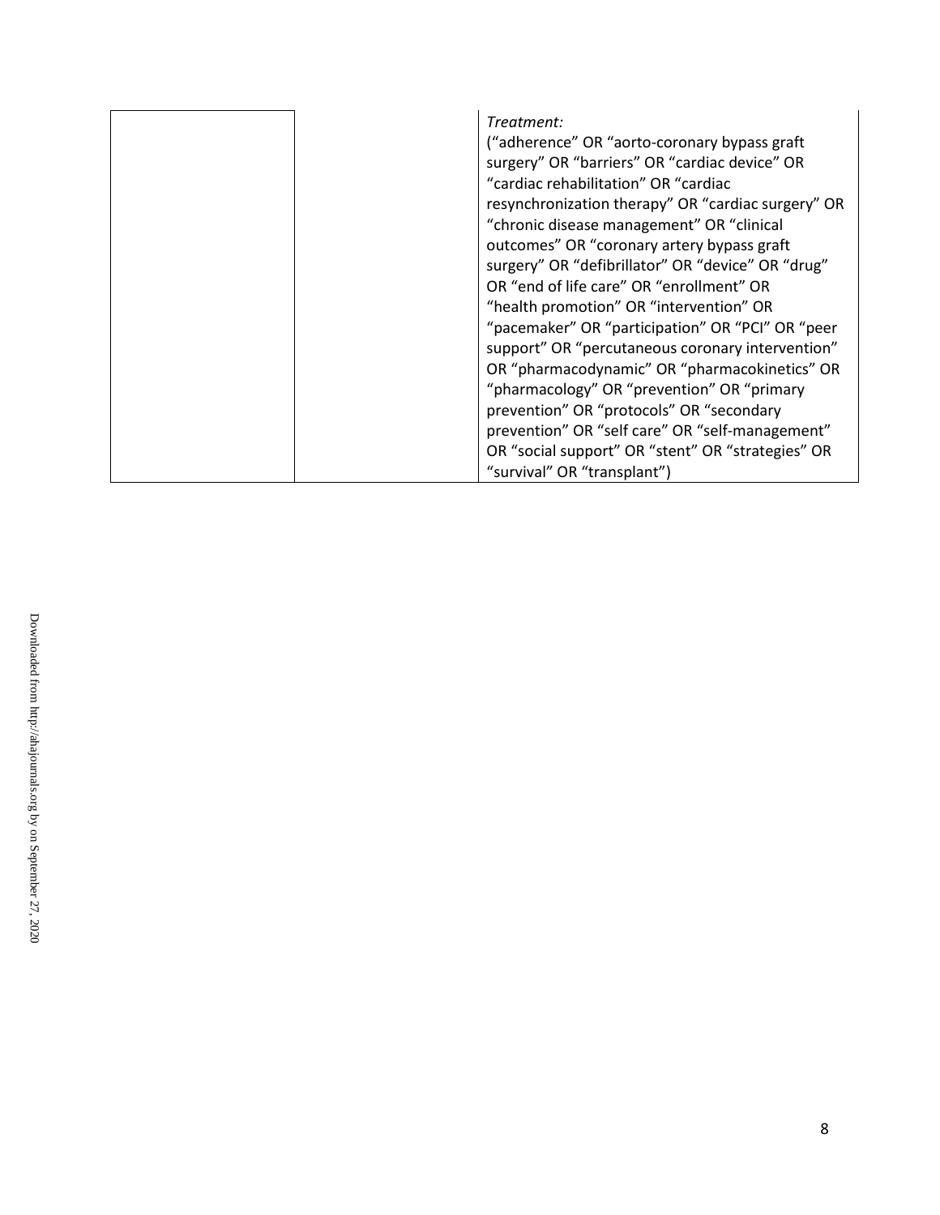|  |  | *Treatment:*<br>(“adherence” OR “aorto-coronary bypass graft surgery” OR “barriers” OR “cardiac device” OR “cardiac rehabilitation” OR “cardiac resynchronization therapy” OR “cardiac surgery” OR “chronic disease management” OR “clinical outcomes” OR “coronary artery bypass graft surgery” OR “defibrillator” OR “device” OR “drug” OR “end of life care” OR “enrollment” OR “health promotion” OR “intervention” OR “pacemaker” OR “participation” OR “PCI” OR “peer support” OR “percutaneous coronary intervention” OR “pharmacodynamic” OR “pharmacokinetics” OR “pharmacology” OR “prevention” OR “primary prevention” OR “protocols” OR “secondary prevention” OR “self care” OR “self-management” OR “social support” OR “stent” OR “strategies” OR “survival” OR “transplant”) |
| --- | --- | --- |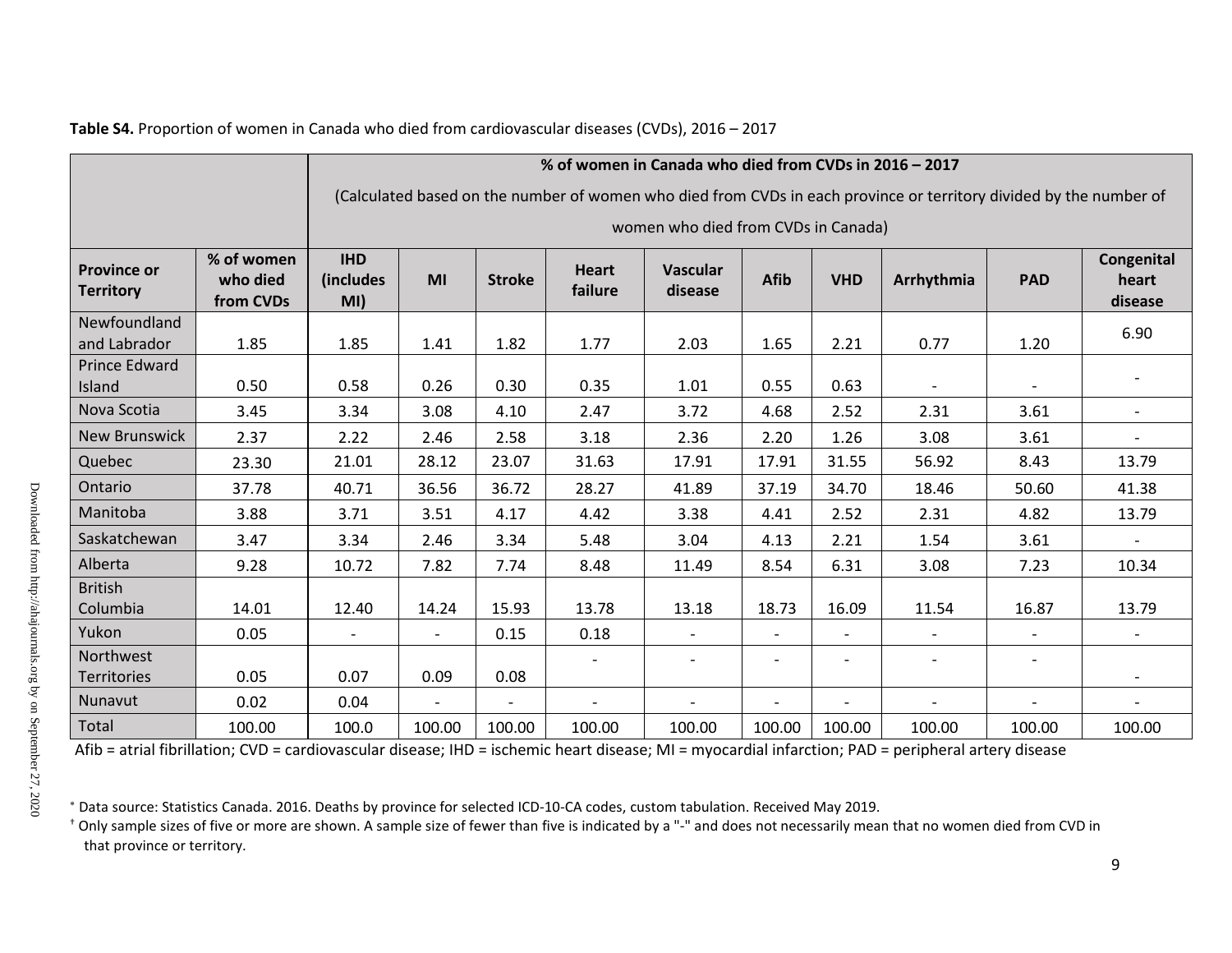**Table S4.** Proportion of women in Canada who died from cardiovascular diseases (CVDs), 2016 – 2017

| | | **% of women in Canada who died from CVDs in 2016 – 2017** (Calculated based on the number of women who died from CVDs in each province or territory divided by the number of women who died from CVDs in Canada) | | | | | | | | | |
|---|---|---|---|---|---|---|---|---|---|---|---|
| **Province or Territory** | **% of women who died from CVDs** | **IHD (includes MI)** | **MI** | **Stroke** | **Heart failure** | **Vascular disease** | **Afib** | **VHD** | **Arrhythmia** | **PAD** | **Congenital heart disease** |
| Newfoundland and Labrador | 1.85 | 1.85 | 1.41 | 1.82 | 1.77 | 2.03 | 1.65 | 2.21 | 0.77 | 1.20 | 6.90 |
| Prince Edward Island | 0.50 | 0.58 | 0.26 | 0.30 | 0.35 | 1.01 | 0.55 | 0.63 | - | - | - |
| Nova Scotia | 3.45 | 3.34 | 3.08 | 4.10 | 2.47 | 3.72 | 4.68 | 2.52 | 2.31 | 3.61 | - |
| New Brunswick | 2.37 | 2.22 | 2.46 | 2.58 | 3.18 | 2.36 | 2.20 | 1.26 | 3.08 | 3.61 | - |
| Quebec | 23.30 | 21.01 | 28.12 | 23.07 | 31.63 | 17.91 | 17.91 | 31.55 | 56.92 | 8.43 | 13.79 |
| Ontario | 37.78 | 40.71 | 36.56 | 36.72 | 28.27 | 41.89 | 37.19 | 34.70 | 18.46 | 50.60 | 41.38 |
| Manitoba | 3.88 | 3.71 | 3.51 | 4.17 | 4.42 | 3.38 | 4.41 | 2.52 | 2.31 | 4.82 | 13.79 |
| Saskatchewan | 3.47 | 3.34 | 2.46 | 3.34 | 5.48 | 3.04 | 4.13 | 2.21 | 1.54 | 3.61 | - |
| Alberta | 9.28 | 10.72 | 7.82 | 7.74 | 8.48 | 11.49 | 8.54 | 6.31 | 3.08 | 7.23 | 10.34 |
| British Columbia | 14.01 | 12.40 | 14.24 | 15.93 | 13.78 | 13.18 | 18.73 | 16.09 | 11.54 | 16.87 | 13.79 |
| Yukon | 0.05 | - | - | 0.15 | 0.18 | - | - | - | - | - | - |
| Northwest Territories | 0.05 | 0.07 | 0.09 | 0.08 | - | - | - | - | - | - | - |
| Nunavut | 0.02 | 0.04 | - | - | - | - | - | - | - | - | - |
| Total | 100.00 | 100.0 | 100.00 | 100.00 | 100.00 | 100.00 | 100.00 | 100.00 | 100.00 | 100.00 | 100.00 |

Afib = atrial fibrillation; CVD = cardiovascular disease; IHD = ischemic heart disease; MI = myocardial infarction; PAD = peripheral artery disease

* Data source: Statistics Canada. 2016. Deaths by province for selected ICD-10-CA codes, custom tabulation. Received May 2019.

† Only sample sizes of five or more are shown. A sample size of fewer than five is indicated by a "-" and does not necessarily mean that no women died from CVD in that province or territory.